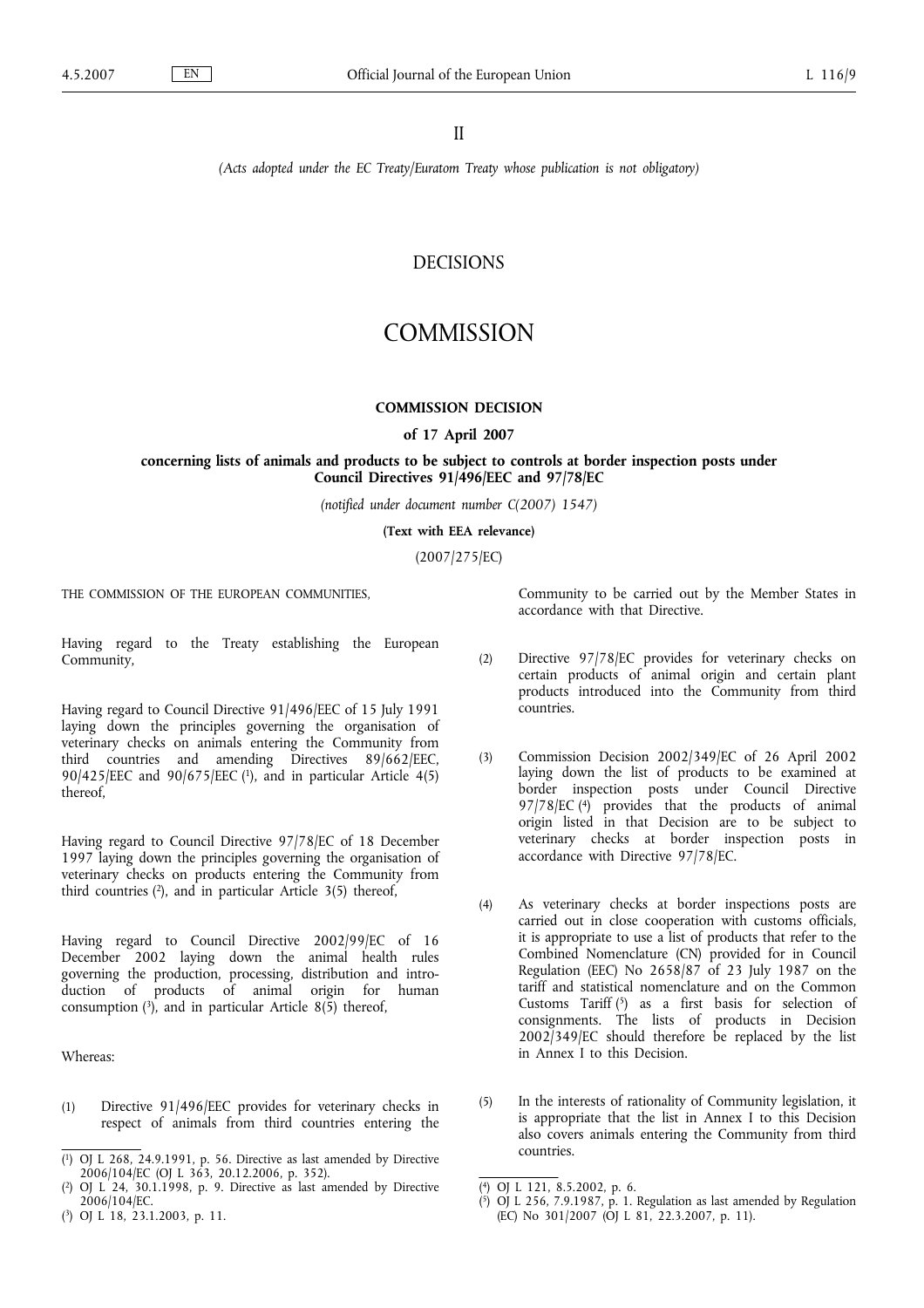II

*(Acts adopted under the EC Treaty/Euratom Treaty whose publication is not obligatory)*

# DECISIONS

# COMMISSION

## COMMISSION DECISION

### of 17 April 2007

### concerning lists of animals and products to be subject to controls at border inspection posts under Council Directives 91/496/EEC and 97/78/EC

*(notified under document number C(2007) 1547)*

**(Text with EEA relevance)**

(2007/275/EC)

THE COMMISSION OF THE EUROPEAN COMMUNITIES,

Having regard to the Treaty establishing the European Community,

Having regard to Council Directive 91/496/EEC of 15 July 1991 laying down the principles governing the organisation of veterinary checks on animals entering the Community from third countries and amending Directives 89/662/EEC, 90/425/EEC and 90/675/EEC [1], and in particular Article 4(5) thereof,

Having regard to Council Directive 97/78/EC of 18 December 1997 laying down the principles governing the organisation of veterinary checks on products entering the Community from third countries [2], and in particular Article 3(5) thereof,

Having regard to Council Directive 2002/99/EC of 16 December 2002 laying down the animal health rules governing the production, processing, distribution and introduction of products of animal origin for human consumption [3], and in particular Article 8(5) thereof,

Whereas:

(1) Directive 91/496/EEC provides for veterinary checks in respect of animals from third countries entering the Community to be carried out by the Member States in accordance with that Directive.

(2) Directive 97/78/EC provides for veterinary checks on certain products of animal origin and certain plant products introduced into the Community from third countries.

(3) Commission Decision 2002/349/EC of 26 April 2002 laying down the list of products to be examined at border inspection posts under Council Directive 97/78/EC [4] provides that the products of animal origin listed in that Decision are to be subject to veterinary checks at border inspection posts in accordance with Directive 97/78/EC.

(4) As veterinary checks at border inspections posts are carried out in close cooperation with customs officials, it is appropriate to use a list of products that refer to the Combined Nomenclature (CN) provided for in Council Regulation (EEC) No 2658/87 of 23 July 1987 on the tariff and statistical nomenclature and on the Common Customs Tariff [5] as a first basis for selection of consignments. The lists of products in Decision 2002/349/EC should therefore be replaced by the list in Annex I to this Decision.

(5) In the interests of rationality of Community legislation, it is appropriate that the list in Annex I to this Decision also covers animals entering the Community from third countries.

---

[1] OJ L 268, 24.9.1991, p. 56. Directive as last amended by Directive 2006/104/EC (OJ L 363, 20.12.2006, p. 352).

[2] OJ L 24, 30.1.1998, p. 9. Directive as last amended by Directive 2006/104/EC.

[3] OJ L 18, 23.1.2003, p. 11.

[4] OJ L 121, 8.5.2002, p. 6.

[5] OJ L 256, 7.9.1987, p. 1. Regulation as last amended by Regulation (EC) No 301/2007 (OJ L 81, 22.3.2007, p. 11).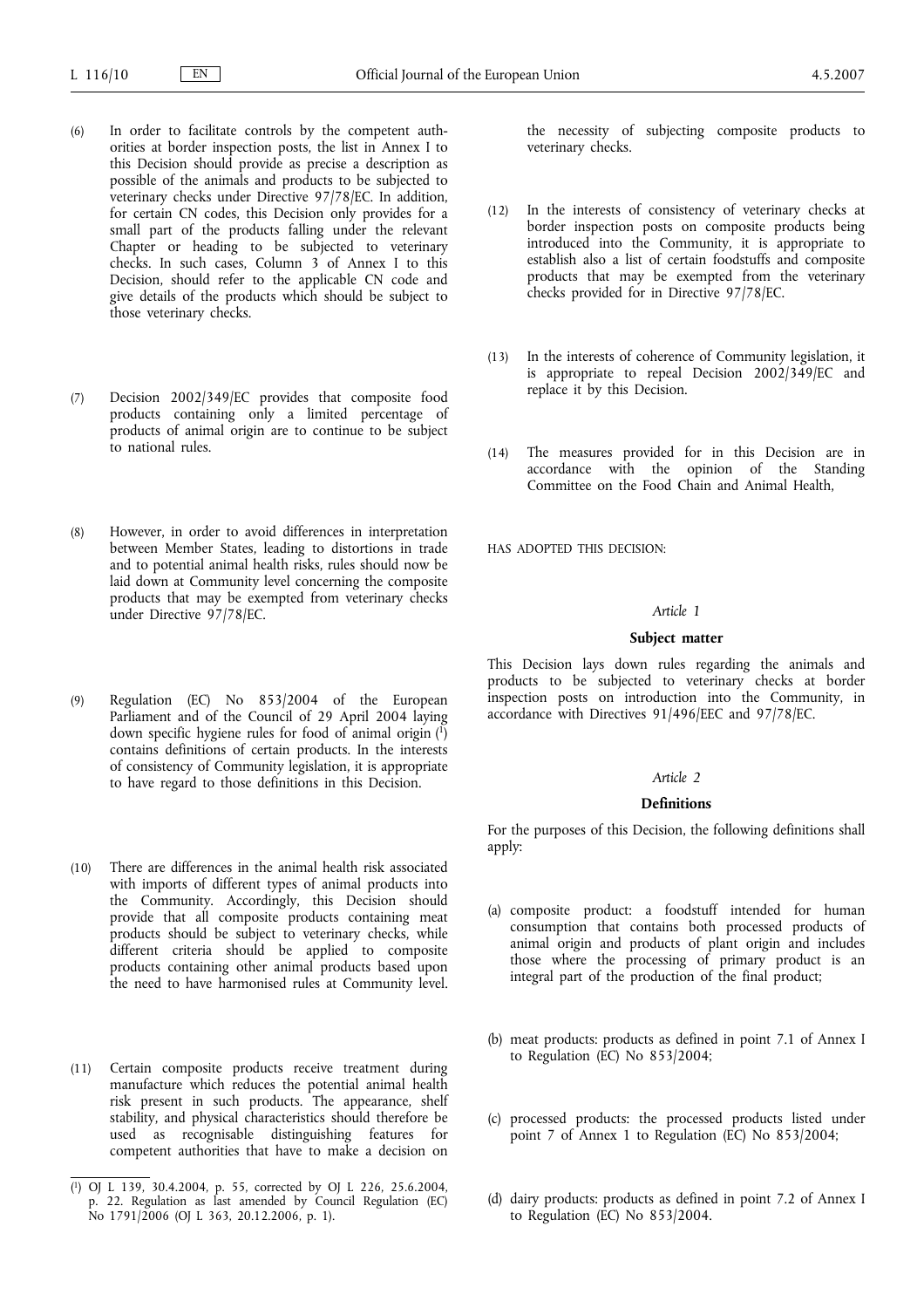(6) In order to facilitate controls by the competent authorities at border inspection posts, the list in Annex I to this Decision should provide as precise a description as possible of the animals and products to be subjected to veterinary checks under Directive 97/78/EC. In addition, for certain CN codes, this Decision only provides for a small part of the products falling under the relevant Chapter or heading to be subjected to veterinary checks. In such cases, Column 3 of Annex I to this Decision, should refer to the applicable CN code and give details of the products which should be subject to those veterinary checks.

(7) Decision 2002/349/EC provides that composite food products containing only a limited percentage of products of animal origin are to continue to be subject to national rules.

(8) However, in order to avoid differences in interpretation between Member States, leading to distortions in trade and to potential animal health risks, rules should now be laid down at Community level concerning the composite products that may be exempted from veterinary checks under Directive 97/78/EC.

(9) Regulation (EC) No 853/2004 of the European Parliament and of the Council of 29 April 2004 laying down specific hygiene rules for food of animal origin [1] contains definitions of certain products. In the interests of consistency of Community legislation, it is appropriate to have regard to those definitions in this Decision.

(10) There are differences in the animal health risk associated with imports of different types of animal products into the Community. Accordingly, this Decision should provide that all composite products containing meat products should be subject to veterinary checks, while different criteria should be applied to composite products containing other animal products based upon the need to have harmonised rules at Community level.

(11) Certain composite products receive treatment during manufacture which reduces the potential animal health risk present in such products. The appearance, shelf stability, and physical characteristics should therefore be used as recognisable distinguishing features for competent authorities that have to make a decision on the necessity of subjecting composite products to veterinary checks.

(12) In the interests of consistency of veterinary checks at border inspection posts on composite products being introduced into the Community, it is appropriate to establish also a list of certain foodstuffs and composite products that may be exempted from the veterinary checks provided for in Directive 97/78/EC.

(13) In the interests of coherence of Community legislation, it is appropriate to repeal Decision 2002/349/EC and replace it by this Decision.

(14) The measures provided for in this Decision are in accordance with the opinion of the Standing Committee on the Food Chain and Animal Health,

HAS ADOPTED THIS DECISION:

*Article 1*

**Subject matter**

This Decision lays down rules regarding the animals and products to be subjected to veterinary checks at border inspection posts on introduction into the Community, in accordance with Directives 91/496/EEC and 97/78/EC.

*Article 2*

**Definitions**

For the purposes of this Decision, the following definitions shall apply:

(a) composite product: a foodstuff intended for human consumption that contains both processed products of animal origin and products of plant origin and includes those where the processing of primary product is an integral part of the production of the final product;

(b) meat products: products as defined in point 7.1 of Annex I to Regulation (EC) No 853/2004;

(c) processed products: the processed products listed under point 7 of Annex 1 to Regulation (EC) No 853/2004;

(d) dairy products: products as defined in point 7.2 of Annex I to Regulation (EC) No 853/2004.

[1] OJ L 139, 30.4.2004, p. 55, corrected by OJ L 226, 25.6.2004, p. 22. Regulation as last amended by Council Regulation (EC) No 1791/2006 (OJ L 363, 20.12.2006, p. 1).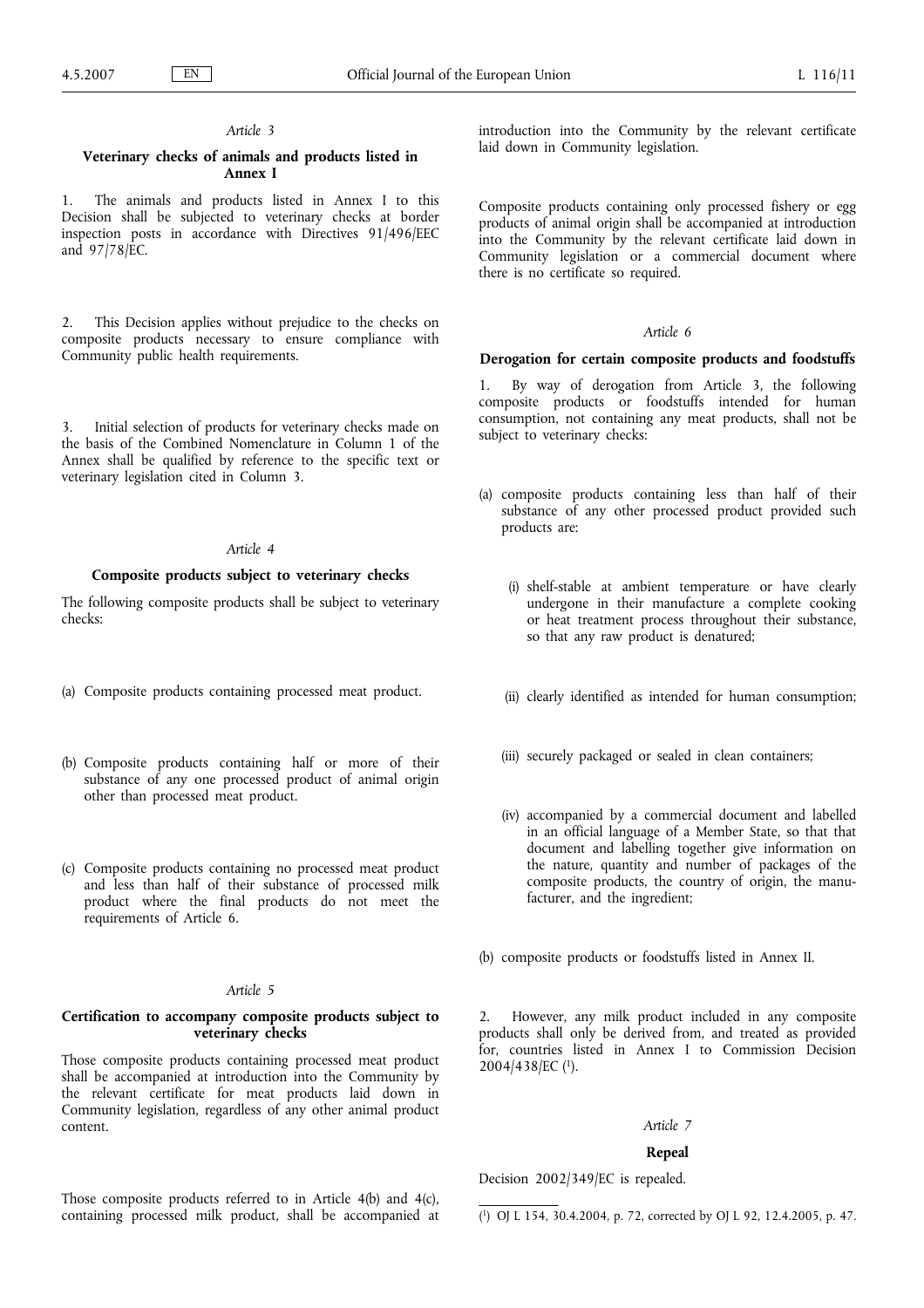*Article 3*

**Veterinary checks of animals and products listed in Annex I**

1. The animals and products listed in Annex I to this Decision shall be subjected to veterinary checks at border inspection posts in accordance with Directives 91/496/EEC and 97/78/EC.

2. This Decision applies without prejudice to the checks on composite products necessary to ensure compliance with Community public health requirements.

3. Initial selection of products for veterinary checks made on the basis of the Combined Nomenclature in Column 1 of the Annex shall be qualified by reference to the specific text or veterinary legislation cited in Column 3.

*Article 4*

**Composite products subject to veterinary checks**

The following composite products shall be subject to veterinary checks:

(a) Composite products containing processed meat product.

(b) Composite products containing half or more of their substance of any one processed product of animal origin other than processed meat product.

(c) Composite products containing no processed meat product and less than half of their substance of processed milk product where the final products do not meet the requirements of Article 6.

*Article 5*

**Certification to accompany composite products subject to veterinary checks**

Those composite products containing processed meat product shall be accompanied at introduction into the Community by the relevant certificate for meat products laid down in Community legislation, regardless of any other animal product content.

Those composite products referred to in Article 4(b) and 4(c), containing processed milk product, shall be accompanied at introduction into the Community by the relevant certificate laid down in Community legislation.

Composite products containing only processed fishery or egg products of animal origin shall be accompanied at introduction into the Community by the relevant certificate laid down in Community legislation or a commercial document where there is no certificate so required.

*Article 6*

**Derogation for certain composite products and foodstuffs**

1. By way of derogation from Article 3, the following composite products or foodstuffs intended for human consumption, not containing any meat products, shall not be subject to veterinary checks:

(a) composite products containing less than half of their substance of any other processed product provided such products are:

   (i) shelf-stable at ambient temperature or have clearly undergone in their manufacture a complete cooking or heat treatment process throughout their substance, so that any raw product is denatured;

   (ii) clearly identified as intended for human consumption;

   (iii) securely packaged or sealed in clean containers;

   (iv) accompanied by a commercial document and labelled in an official language of a Member State, so that that document and labelling together give information on the nature, quantity and number of packages of the composite products, the country of origin, the manufacturer, and the ingredient;

(b) composite products or foodstuffs listed in Annex II.

2. However, any milk product included in any composite products shall only be derived from, and treated as provided for, countries listed in Annex I to Commission Decision 2004/438/EC [1].

*Article 7*

**Repeal**

Decision 2002/349/EC is repealed.

[1] OJ L 154, 30.4.2004, p. 72, corrected by OJ L 92, 12.4.2005, p. 47.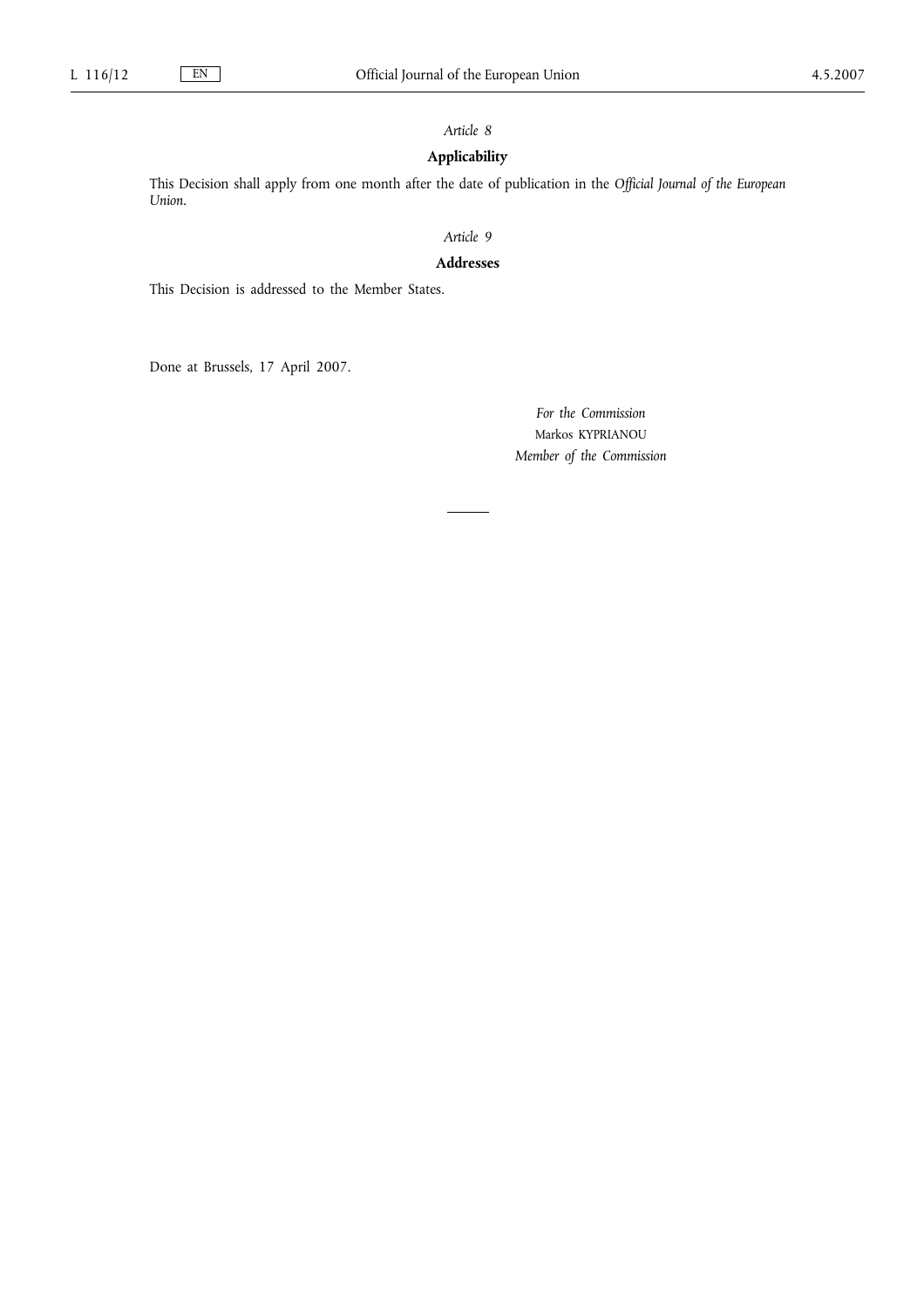*Article 8*

**Applicability**

This Decision shall apply from one month after the date of publication in the *Official Journal of the European Union*.

*Article 9*

**Addresses**

This Decision is addressed to the Member States.

Done at Brussels, 17 April 2007.

*For the Commission*

Markos KYPRIANOU

*Member of the Commission*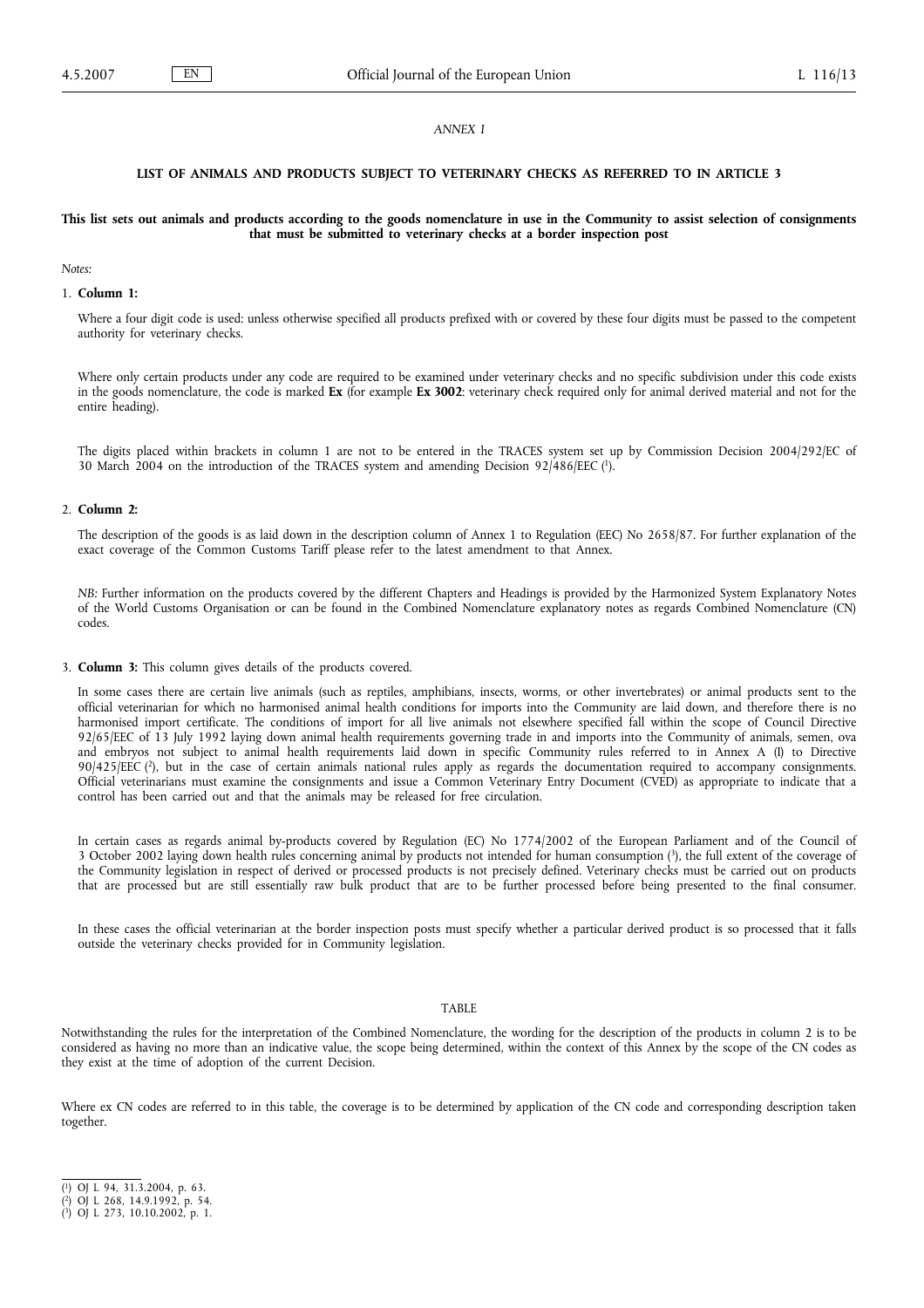*ANNEX I*

## LIST OF ANIMALS AND PRODUCTS SUBJECT TO VETERINARY CHECKS AS REFERRED TO IN ARTICLE 3

**This list sets out animals and products according to the goods nomenclature in use in the Community to assist selection of consignments that must be submitted to veterinary checks at a border inspection post**

*Notes:*

1. **Column 1:**

   Where a four digit code is used: unless otherwise specified all products prefixed with or covered by these four digits must be passed to the competent authority for veterinary checks.

   Where only certain products under any code are required to be examined under veterinary checks and no specific subdivision under this code exists in the goods nomenclature, the code is marked **Ex** (for example **Ex 3002**: veterinary check required only for animal derived material and not for the entire heading).

   The digits placed within brackets in column 1 are not to be entered in the TRACES system set up by Commission Decision 2004/292/EC of 30 March 2004 on the introduction of the TRACES system and amending Decision 92/486/EEC [1].

2. **Column 2:**

   The description of the goods is as laid down in the description column of Annex 1 to Regulation (EEC) No 2658/87. For further explanation of the exact coverage of the Common Customs Tariff please refer to the latest amendment to that Annex.

   *NB*: Further information on the products covered by the different Chapters and Headings is provided by the Harmonized System Explanatory Notes of the World Customs Organisation or can be found in the Combined Nomenclature explanatory notes as regards Combined Nomenclature (CN) codes.

3. **Column 3:** This column gives details of the products covered.

   In some cases there are certain live animals (such as reptiles, amphibians, insects, worms, or other invertebrates) or animal products sent to the official veterinarian for which no harmonised animal health conditions for imports into the Community are laid down, and therefore there is no harmonised import certificate. The conditions of import for all live animals not elsewhere specified fall within the scope of Council Directive 92/65/EEC of 13 July 1992 laying down animal health requirements governing trade in and imports into the Community of animals, semen, ova and embryos not subject to animal health requirements laid down in specific Community rules referred to in Annex A (I) to Directive 90/425/EEC [2], but in the case of certain animals national rules apply as regards the documentation required to accompany consignments. Official veterinarians must examine the consignments and issue a Common Veterinary Entry Document (CVED) as appropriate to indicate that a control has been carried out and that the animals may be released for free circulation.

   In certain cases as regards animal by-products covered by Regulation (EC) No 1774/2002 of the European Parliament and of the Council of 3 October 2002 laying down health rules concerning animal by products not intended for human consumption [3], the full extent of the coverage of the Community legislation in respect of derived or processed products is not precisely defined. Veterinary checks must be carried out on products that are processed but are still essentially raw bulk product that are to be further processed before being presented to the final consumer.

   In these cases the official veterinarian at the border inspection posts must specify whether a particular derived product is so processed that it falls outside the veterinary checks provided for in Community legislation.

TABLE

Notwithstanding the rules for the interpretation of the Combined Nomenclature, the wording for the description of the products in column 2 is to be considered as having no more than an indicative value, the scope being determined, within the context of this Annex by the scope of the CN codes as they exist at the time of adoption of the current Decision.

Where ex CN codes are referred to in this table, the coverage is to be determined by application of the CN code and corresponding description taken together.

---

[1] OJ L 94, 31.3.2004, p. 63.

[2] OJ L 268, 14.9.1992, p. 54.

[3] OJ L 273, 10.10.2002, p. 1.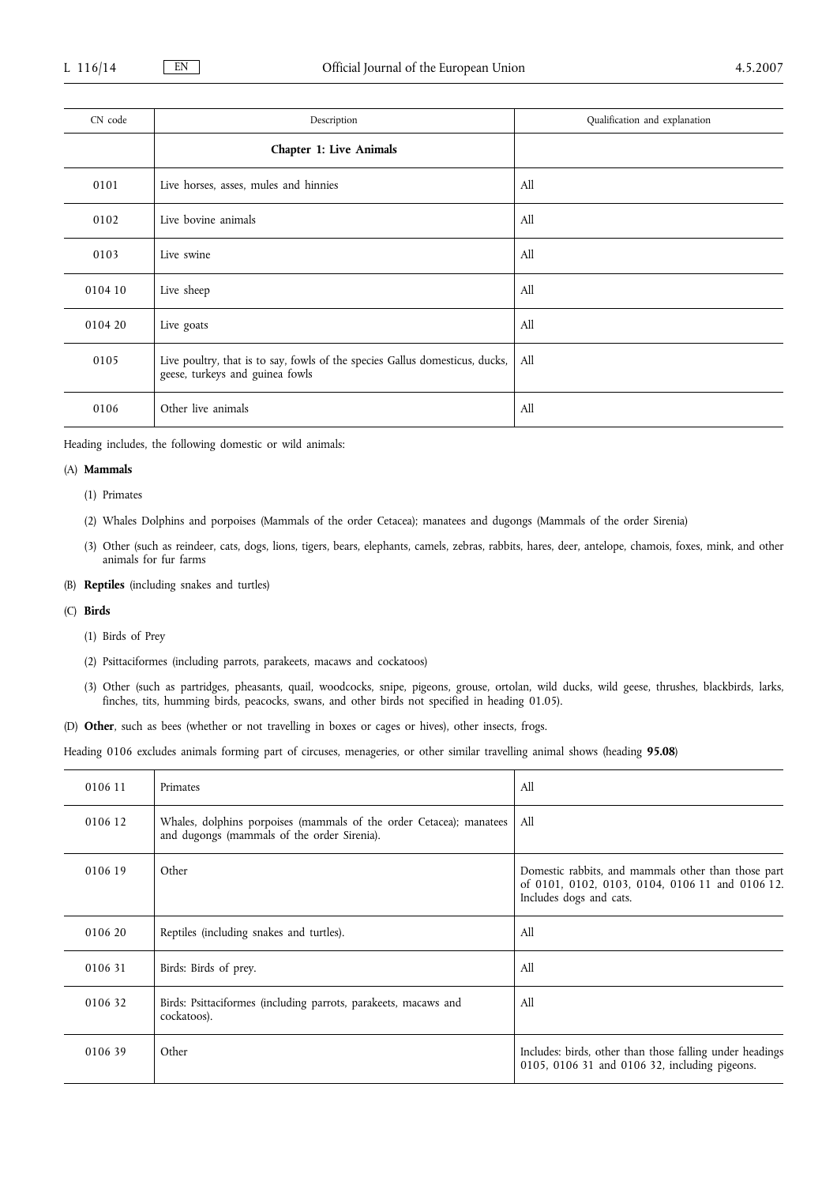| CN code | Description | Qualification and explanation |
|---|---|---|
| | **Chapter 1: Live Animals** | |
| 0101 | Live horses, asses, mules and hinnies | All |
| 0102 | Live bovine animals | All |
| 0103 | Live swine | All |
| 0104 10 | Live sheep | All |
| 0104 20 | Live goats | All |
| 0105 | Live poultry, that is to say, fowls of the species Gallus domesticus, ducks, geese, turkeys and guinea fowls | All |
| 0106 | Other live animals | All |

Heading includes, the following domestic or wild animals:

(A) **Mammals**

(1) Primates

(2) Whales Dolphins and porpoises (Mammals of the order Cetacea); manatees and dugongs (Mammals of the order Sirenia)

(3) Other (such as reindeer, cats, dogs, lions, tigers, bears, elephants, camels, zebras, rabbits, hares, deer, antelope, chamois, foxes, mink, and other animals for fur farms

(B) **Reptiles** (including snakes and turtles)

(C) **Birds**

(1) Birds of Prey

(2) Psittaciformes (including parrots, parakeets, macaws and cockatoos)

(3) Other (such as partridges, pheasants, quail, woodcocks, snipe, pigeons, grouse, ortolan, wild ducks, wild geese, thrushes, blackbirds, larks, finches, tits, humming birds, peacocks, swans, and other birds not specified in heading 01.05).

(D) **Other**, such as bees (whether or not travelling in boxes or cages or hives), other insects, frogs.

Heading 0106 excludes animals forming part of circuses, menageries, or other similar travelling animal shows (heading **95.08**)

| CN code | Description | Qualification and explanation |
|---|---|---|
| 0106 11 | Primates | All |
| 0106 12 | Whales, dolphins porpoises (mammals of the order Cetacea); manatees and dugongs (mammals of the order Sirenia). | All |
| 0106 19 | Other | Domestic rabbits, and mammals other than those part of 0101, 0102, 0103, 0104, 0106 11 and 0106 12. Includes dogs and cats. |
| 0106 20 | Reptiles (including snakes and turtles). | All |
| 0106 31 | Birds: Birds of prey. | All |
| 0106 32 | Birds: Psittaciformes (including parrots, parakeets, macaws and cockatoos). | All |
| 0106 39 | Other | Includes: birds, other than those falling under headings 0105, 0106 31 and 0106 32, including pigeons. |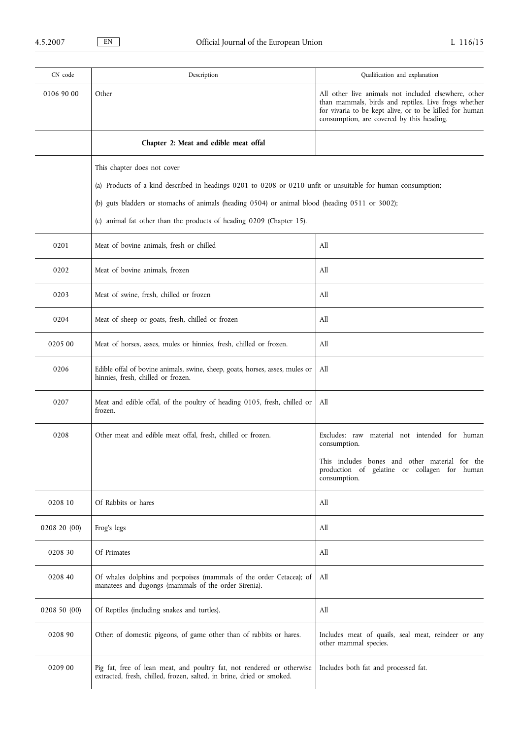| CN code | Description | Qualification and explanation |
| --- | --- | --- |
| 0106 90 00 | Other | All other live animals not included elsewhere, other than mammals, birds and reptiles. Live frogs whether for vivaria to be kept alive, or to be killed for human consumption, are covered by this heading. |
| | **Chapter 2: Meat and edible meat offal** | |
| | This chapter does not cover<br><br>(a) Products of a kind described in headings 0201 to 0208 or 0210 unfit or unsuitable for human consumption;<br><br>(b) guts bladders or stomachs of animals (heading 0504) or animal blood (heading 0511 or 3002);<br><br>(c) animal fat other than the products of heading 0209 (Chapter 15). | |
| 0201 | Meat of bovine animals, fresh or chilled | All |
| 0202 | Meat of bovine animals, frozen | All |
| 0203 | Meat of swine, fresh, chilled or frozen | All |
| 0204 | Meat of sheep or goats, fresh, chilled or frozen | All |
| 0205 00 | Meat of horses, asses, mules or hinnies, fresh, chilled or frozen. | All |
| 0206 | Edible offal of bovine animals, swine, sheep, goats, horses, asses, mules or hinnies, fresh, chilled or frozen. | All |
| 0207 | Meat and edible offal, of the poultry of heading 0105, fresh, chilled or frozen. | All |
| 0208 | Other meat and edible meat offal, fresh, chilled or frozen. | Excludes: raw material not intended for human consumption.<br><br>This includes bones and other material for the production of gelatine or collagen for human consumption. |
| 0208 10 | Of Rabbits or hares | All |
| 0208 20 (00) | Frog's legs | All |
| 0208 30 | Of Primates | All |
| 0208 40 | Of whales dolphins and porpoises (mammals of the order Cetacea); of manatees and dugongs (mammals of the order Sirenia). | All |
| 0208 50 (00) | Of Reptiles (including snakes and turtles). | All |
| 0208 90 | Other: of domestic pigeons, of game other than of rabbits or hares. | Includes meat of quails, seal meat, reindeer or any other mammal species. |
| 0209 00 | Pig fat, free of lean meat, and poultry fat, not rendered or otherwise extracted, fresh, chilled, frozen, salted, in brine, dried or smoked. | Includes both fat and processed fat. |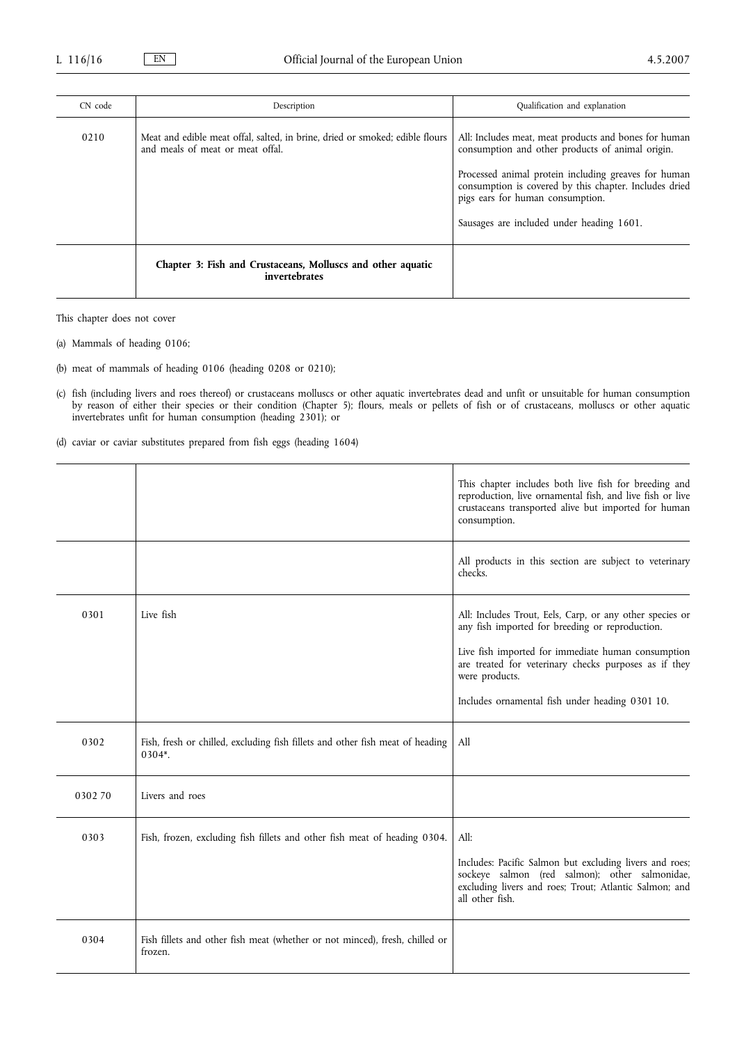| CN code | Description | Qualification and explanation |
|---|---|---|
| 0210 | Meat and edible meat offal, salted, in brine, dried or smoked; edible flours and meals of meat or meat offal. | All: Includes meat, meat products and bones for human consumption and other products of animal origin.<br><br>Processed animal protein including greaves for human consumption is covered by this chapter. Includes dried pigs ears for human consumption.<br><br>Sausages are included under heading 1601. |
| | **Chapter 3: Fish and Crustaceans, Molluscs and other aquatic invertebrates** | |

This chapter does not cover

(a) Mammals of heading 0106;

(b) meat of mammals of heading 0106 (heading 0208 or 0210);

(c) fish (including livers and roes thereof) or crustaceans molluscs or other aquatic invertebrates dead and unfit or unsuitable for human consumption by reason of either their species or their condition (Chapter 5); flours, meals or pellets of fish or of crustaceans, molluscs or other aquatic invertebrates unfit for human consumption (heading 2301); or

(d) caviar or caviar substitutes prepared from fish eggs (heading 1604)

| CN code | Description | Qualification and explanation |
|---|---|---|
| | | This chapter includes both live fish for breeding and reproduction, live ornamental fish, and live fish or live crustaceans transported alive but imported for human consumption. |
| | | All products in this section are subject to veterinary checks. |
| 0301 | Live fish | All: Includes Trout, Eels, Carp, or any other species or any fish imported for breeding or reproduction.<br><br>Live fish imported for immediate human consumption are treated for veterinary checks purposes as if they were products.<br><br>Includes ornamental fish under heading 0301 10. |
| 0302 | Fish, fresh or chilled, excluding fish fillets and other fish meat of heading 0304*. | All |
| 0302 70 | Livers and roes | |
| 0303 | Fish, frozen, excluding fish fillets and other fish meat of heading 0304. | All:<br><br>Includes: Pacific Salmon but excluding livers and roes; sockeye salmon (red salmon); other salmonidae, excluding livers and roes; Trout; Atlantic Salmon; and all other fish. |
| 0304 | Fish fillets and other fish meat (whether or not minced), fresh, chilled or frozen. | |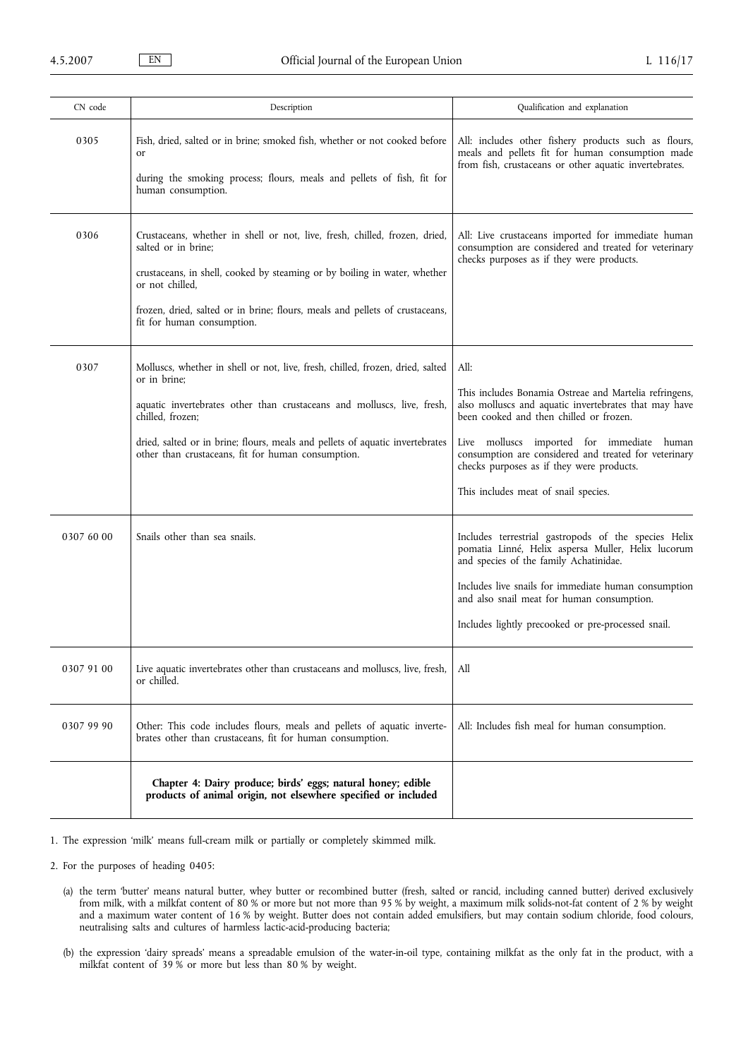| CN code | Description | Qualification and explanation |
| --- | --- | --- |
| 0305 | Fish, dried, salted or in brine; smoked fish, whether or not cooked before or<br><br>during the smoking process; flours, meals and pellets of fish, fit for human consumption. | All: includes other fishery products such as flours, meals and pellets fit for human consumption made from fish, crustaceans or other aquatic invertebrates. |
| 0306 | Crustaceans, whether in shell or not, live, fresh, chilled, frozen, dried, salted or in brine;<br><br>crustaceans, in shell, cooked by steaming or by boiling in water, whether or not chilled,<br><br>frozen, dried, salted or in brine; flours, meals and pellets of crustaceans, fit for human consumption. | All: Live crustaceans imported for immediate human consumption are considered and treated for veterinary checks purposes as if they were products. |
| 0307 | Molluscs, whether in shell or not, live, fresh, chilled, frozen, dried, salted or in brine;<br><br>aquatic invertebrates other than crustaceans and molluscs, live, fresh, chilled, frozen;<br><br>dried, salted or in brine; flours, meals and pellets of aquatic invertebrates other than crustaceans, fit for human consumption. | All:<br><br>This includes Bonamia Ostreae and Martelia refringens, also molluscs and aquatic invertebrates that may have been cooked and then chilled or frozen.<br><br>Live molluscs imported for immediate human consumption are considered and treated for veterinary checks purposes as if they were products.<br><br>This includes meat of snail species. |
| 0307 60 00 | Snails other than sea snails. | Includes terrestrial gastropods of the species Helix pomatia Linné, Helix aspersa Muller, Helix lucorum and species of the family Achatinidae.<br><br>Includes live snails for immediate human consumption and also snail meat for human consumption.<br><br>Includes lightly precooked or pre-processed snail. |
| 0307 91 00 | Live aquatic invertebrates other than crustaceans and molluscs, live, fresh, or chilled. | All |
| 0307 99 90 | Other: This code includes flours, meals and pellets of aquatic invertebrates other than crustaceans, fit for human consumption. | All: Includes fish meal for human consumption. |
| | **Chapter 4: Dairy produce; birds' eggs; natural honey; edible products of animal origin, not elsewhere specified or included** | |

1. The expression 'milk' means full-cream milk or partially or completely skimmed milk.

2. For the purposes of heading 0405:

   (a) the term 'butter' means natural butter, whey butter or recombined butter (fresh, salted or rancid, including canned butter) derived exclusively from milk, with a milkfat content of 80 % or more but not more than 95 % by weight, a maximum milk solids-not-fat content of 2 % by weight and a maximum water content of 16 % by weight. Butter does not contain added emulsifiers, but may contain sodium chloride, food colours, neutralising salts and cultures of harmless lactic-acid-producing bacteria;

   (b) the expression 'dairy spreads' means a spreadable emulsion of the water-in-oil type, containing milkfat as the only fat in the product, with a milkfat content of 39 % or more but less than 80 % by weight.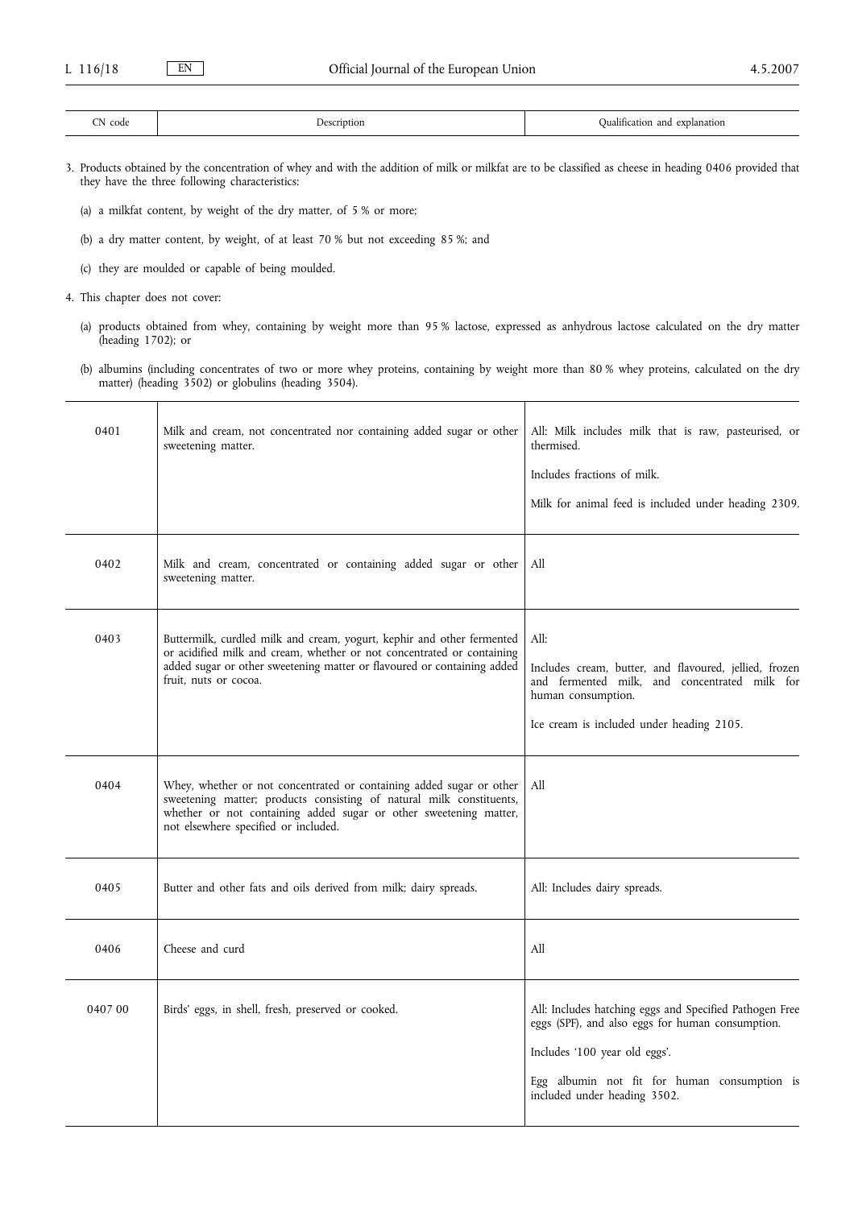| CN code | Description | Qualification and explanation |
|---|---|---|

3. Products obtained by the concentration of whey and with the addition of milk or milkfat are to be classified as cheese in heading 0406 provided that they have the three following characteristics:

   (a) a milkfat content, by weight of the dry matter, of 5 % or more;

   (b) a dry matter content, by weight, of at least 70 % but not exceeding 85 %; and

   (c) they are moulded or capable of being moulded.

4. This chapter does not cover:

   (a) products obtained from whey, containing by weight more than 95 % lactose, expressed as anhydrous lactose calculated on the dry matter (heading 1702); or

   (b) albumins (including concentrates of two or more whey proteins, containing by weight more than 80 % whey proteins, calculated on the dry matter) (heading 3502) or globulins (heading 3504).

| CN code | Description | Qualification and explanation |
|---|---|---|
| 0401 | Milk and cream, not concentrated nor containing added sugar or other sweetening matter. | All: Milk includes milk that is raw, pasteurised, or thermised.<br><br>Includes fractions of milk.<br><br>Milk for animal feed is included under heading 2309. |
| 0402 | Milk and cream, concentrated or containing added sugar or other sweetening matter. | All |
| 0403 | Buttermilk, curdled milk and cream, yogurt, kephir and other fermented or acidified milk and cream, whether or not concentrated or containing added sugar or other sweetening matter or flavoured or containing added fruit, nuts or cocoa. | All:<br><br>Includes cream, butter, and flavoured, jellied, frozen and fermented milk, and concentrated milk for human consumption.<br><br>Ice cream is included under heading 2105. |
| 0404 | Whey, whether or not concentrated or containing added sugar or other sweetening matter; products consisting of natural milk constituents, whether or not containing added sugar or other sweetening matter, not elsewhere specified or included. | All |
| 0405 | Butter and other fats and oils derived from milk; dairy spreads. | All: Includes dairy spreads. |
| 0406 | Cheese and curd | All |
| 0407 00 | Birds' eggs, in shell, fresh, preserved or cooked. | All: Includes hatching eggs and Specified Pathogen Free eggs (SPF), and also eggs for human consumption.<br><br>Includes '100 year old eggs'.<br><br>Egg albumin not fit for human consumption is included under heading 3502. |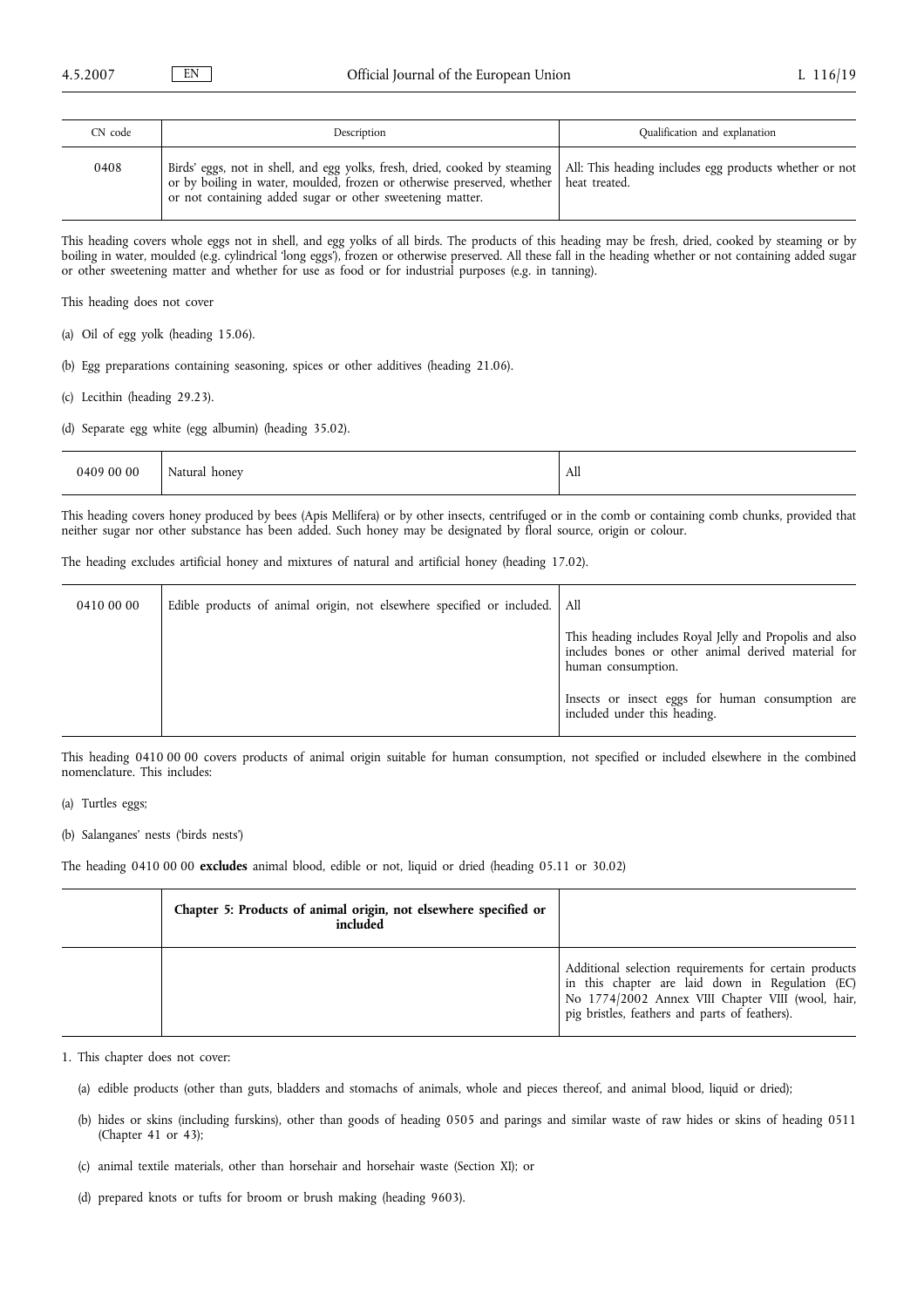| CN code | Description | Qualification and explanation |
|---|---|---|
| 0408 | Birds' eggs, not in shell, and egg yolks, fresh, dried, cooked by steaming or by boiling in water, moulded, frozen or otherwise preserved, whether or not containing added sugar or other sweetening matter. | All: This heading includes egg products whether or not heat treated. |

This heading covers whole eggs not in shell, and egg yolks of all birds. The products of this heading may be fresh, dried, cooked by steaming or by boiling in water, moulded (e.g. cylindrical 'long eggs'), frozen or otherwise preserved. All these fall in the heading whether or not containing added sugar or other sweetening matter and whether for use as food or for industrial purposes (e.g. in tanning).

This heading does not cover

(a) Oil of egg yolk (heading 15.06).

(b) Egg preparations containing seasoning, spices or other additives (heading 21.06).

(c) Lecithin (heading 29.23).

(d) Separate egg white (egg albumin) (heading 35.02).

| CN code | Description | Qualification and explanation |
|---|---|---|
| 0409 00 00 | Natural honey | All |

This heading covers honey produced by bees (Apis Mellifera) or by other insects, centrifuged or in the comb or containing comb chunks, provided that neither sugar nor other substance has been added. Such honey may be designated by floral source, origin or colour.

The heading excludes artificial honey and mixtures of natural and artificial honey (heading 17.02).

| CN code | Description | Qualification and explanation |
|---|---|---|
| 0410 00 00 | Edible products of animal origin, not elsewhere specified or included. | All<br><br>This heading includes Royal Jelly and Propolis and also includes bones or other animal derived material for human consumption.<br><br>Insects or insect eggs for human consumption are included under this heading. |

This heading 0410 00 00 covers products of animal origin suitable for human consumption, not specified or included elsewhere in the combined nomenclature. This includes:

(a) Turtles eggs;

(b) Salanganes' nests ('birds nests')

The heading 0410 00 00 **excludes** animal blood, edible or not, liquid or dried (heading 05.11 or 30.02)

| | **Chapter 5: Products of animal origin, not elsewhere specified or included** | |
|---|---|---|
| | | Additional selection requirements for certain products in this chapter are laid down in Regulation (EC) No 1774/2002 Annex VIII Chapter VIII (wool, hair, pig bristles, feathers and parts of feathers). |

1. This chapter does not cover:

   (a) edible products (other than guts, bladders and stomachs of animals, whole and pieces thereof, and animal blood, liquid or dried);

   (b) hides or skins (including furskins), other than goods of heading 0505 and parings and similar waste of raw hides or skins of heading 0511 (Chapter 41 or 43);

   (c) animal textile materials, other than horsehair and horsehair waste (Section XI); or

   (d) prepared knots or tufts for broom or brush making (heading 9603).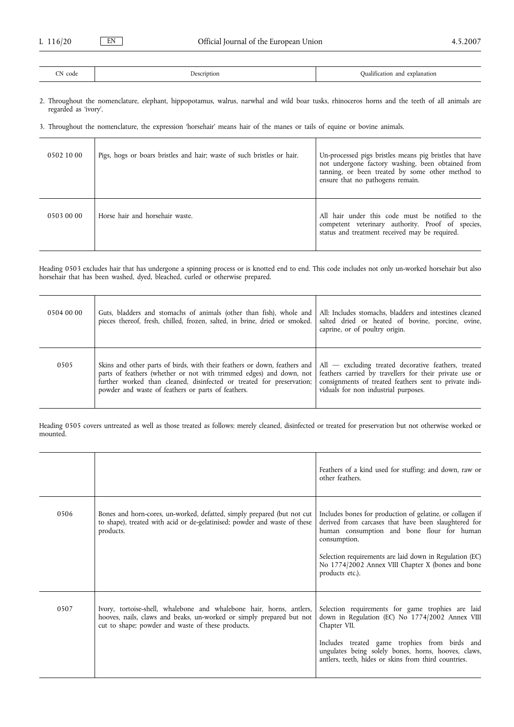| CN code | Description | Qualification and explanation |
| --- | --- | --- |

2. Throughout the nomenclature, elephant, hippopotamus, walrus, narwhal and wild boar tusks, rhinoceros horns and the teeth of all animals are regarded as 'ivory'.

3. Throughout the nomenclature, the expression 'horsehair' means hair of the manes or tails of equine or bovine animals.

| CN code | Description | Qualification and explanation |
| --- | --- | --- |
| 0502 10 00 | Pigs, hogs or boars bristles and hair; waste of such bristles or hair. | Un-processed pigs bristles means pig bristles that have not undergone factory washing, been obtained from tanning, or been treated by some other method to ensure that no pathogens remain. |
| 0503 00 00 | Horse hair and horsehair waste. | All hair under this code must be notified to the competent veterinary authority. Proof of species, status and treatment received may be required. |

Heading 0503 excludes hair that has undergone a spinning process or is knotted end to end. This code includes not only un-worked horsehair but also horsehair that has been washed, dyed, bleached, curled or otherwise prepared.

| CN code | Description | Qualification and explanation |
| --- | --- | --- |
| 0504 00 00 | Guts, bladders and stomachs of animals (other than fish), whole and pieces thereof, fresh, chilled, frozen, salted, in brine, dried or smoked. | All: Includes stomachs, bladders and intestines cleaned salted dried or heated of bovine, porcine, ovine, caprine, or of poultry origin. |
| 0505 | Skins and other parts of birds, with their feathers or down, feathers and parts of feathers (whether or not with trimmed edges) and down, not further worked than cleaned, disinfected or treated for preservation; powder and waste of feathers or parts of feathers. | All — excluding treated decorative feathers, treated feathers carried by travellers for their private use or consignments of treated feathers sent to private individuals for non industrial purposes. |

Heading 0505 covers untreated as well as those treated as follows: merely cleaned, disinfected or treated for preservation but not otherwise worked or mounted.

| CN code | Description | Qualification and explanation |
| --- | --- | --- |
| | | Feathers of a kind used for stuffing; and down, raw or other feathers. |
| 0506 | Bones and horn-cores, un-worked, defatted, simply prepared (but not cut to shape), treated with acid or de-gelatinised; powder and waste of these products. | Includes bones for production of gelatine, or collagen if derived from carcases that have been slaughtered for human consumption and bone flour for human consumption.<br><br>Selection requirements are laid down in Regulation (EC) No 1774/2002 Annex VIII Chapter X (bones and bone products etc.). |
| 0507 | Ivory, tortoise-shell, whalebone and whalebone hair, horns, antlers, hooves, nails, claws and beaks, un-worked or simply prepared but not cut to shape; powder and waste of these products. | Selection requirements for game trophies are laid down in Regulation (EC) No 1774/2002 Annex VIII Chapter VII.<br><br>Includes treated game trophies from birds and ungulates being solely bones, horns, hooves, claws, antlers, teeth, hides or skins from third countries. |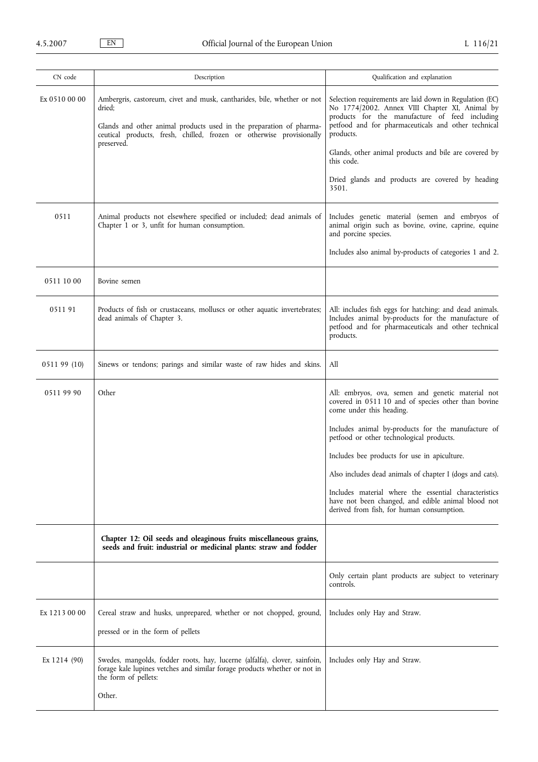| CN code | Description | Qualification and explanation |
| --- | --- | --- |
| Ex 0510 00 00 | Ambergris, castoreum, civet and musk, cantharides, bile, whether or not dried;<br><br>Glands and other animal products used in the preparation of pharmaceutical products, fresh, chilled, frozen or otherwise provisionally preserved. | Selection requirements are laid down in Regulation (EC) No 1774/2002. Annex VIII Chapter XI, Animal by products for the manufacture of feed including petfood and for pharmaceuticals and other technical products.<br><br>Glands, other animal products and bile are covered by this code.<br><br>Dried glands and products are covered by heading 3501. |
| 0511 | Animal products not elsewhere specified or included; dead animals of Chapter 1 or 3, unfit for human consumption. | Includes genetic material (semen and embryos of animal origin such as bovine, ovine, caprine, equine and porcine species.<br><br>Includes also animal by-products of categories 1 and 2. |
| 0511 10 00 | Bovine semen | |
| 0511 91 | Products of fish or crustaceans, molluscs or other aquatic invertebrates; dead animals of Chapter 3. | All: includes fish eggs for hatching: and dead animals. Includes animal by-products for the manufacture of petfood and for pharmaceuticals and other technical products. |
| 0511 99 (10) | Sinews or tendons; parings and similar waste of raw hides and skins. | All |
| 0511 99 90 | Other | All: embryos, ova, semen and genetic material not covered in 0511 10 and of species other than bovine come under this heading.<br><br>Includes animal by-products for the manufacture of petfood or other technological products.<br><br>Includes bee products for use in apiculture.<br><br>Also includes dead animals of chapter I (dogs and cats).<br><br>Includes material where the essential characteristics have not been changed, and edible animal blood not derived from fish, for human consumption. |
| | **Chapter 12: Oil seeds and oleaginous fruits miscellaneous grains, seeds and fruit: industrial or medicinal plants: straw and fodder** | |
| | | Only certain plant products are subject to veterinary controls. |
| Ex 1213 00 00 | Cereal straw and husks, unprepared, whether or not chopped, ground,<br><br>pressed or in the form of pellets | Includes only Hay and Straw. |
| Ex 1214 (90) | Swedes, mangolds, fodder roots, hay, lucerne (alfalfa), clover, sainfoin, forage kale lupines vetches and similar forage products whether or not in the form of pellets:<br><br>Other. | Includes only Hay and Straw. |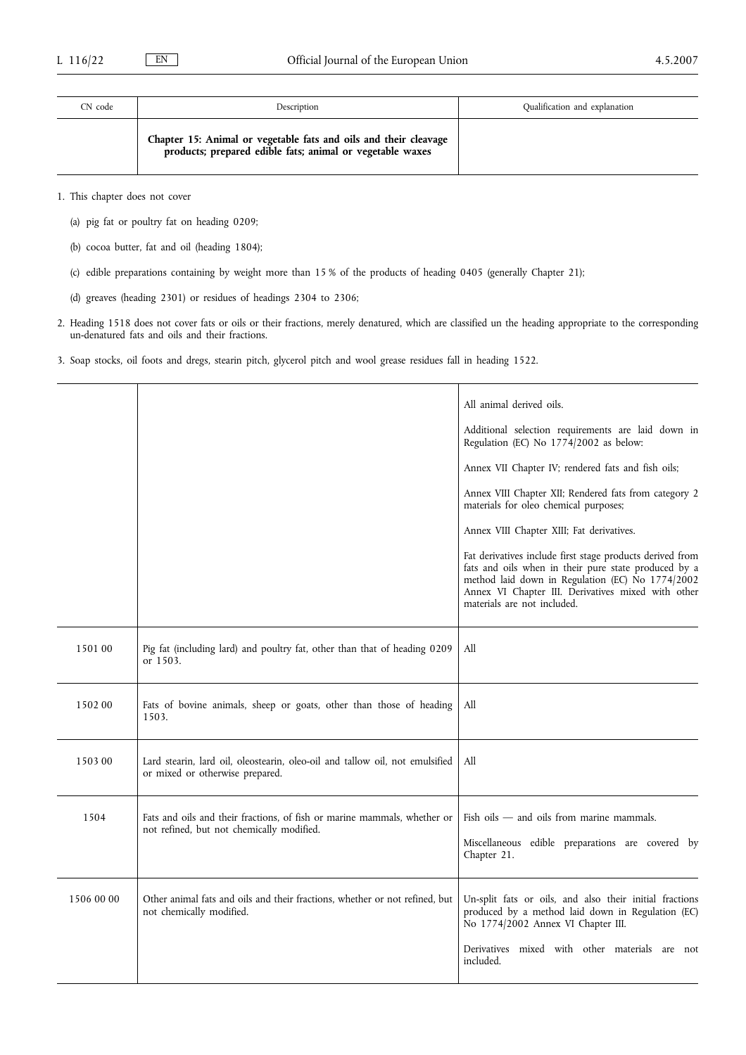| CN code | Description | Qualification and explanation |
|---|---|---|
| | **Chapter 15: Animal or vegetable fats and oils and their cleavage products; prepared edible fats; animal or vegetable waxes** | |

1. This chapter does not cover

   (a) pig fat or poultry fat on heading 0209;

   (b) cocoa butter, fat and oil (heading 1804);

   (c) edible preparations containing by weight more than 15 % of the products of heading 0405 (generally Chapter 21);

   (d) greaves (heading 2301) or residues of headings 2304 to 2306;

2. Heading 1518 does not cover fats or oils or their fractions, merely denatured, which are classified un the heading appropriate to the corresponding un-denatured fats and oils and their fractions.

3. Soap stocks, oil foots and dregs, stearin pitch, glycerol pitch and wool grease residues fall in heading 1522.

| CN code | Description | Qualification and explanation |
|---|---|---|
| | | All animal derived oils.<br><br>Additional selection requirements are laid down in Regulation (EC) No 1774/2002 as below:<br><br>Annex VII Chapter IV; rendered fats and fish oils;<br><br>Annex VIII Chapter XII; Rendered fats from category 2 materials for oleo chemical purposes;<br><br>Annex VIII Chapter XIII; Fat derivatives.<br><br>Fat derivatives include first stage products derived from fats and oils when in their pure state produced by a method laid down in Regulation (EC) No 1774/2002 Annex VI Chapter III. Derivatives mixed with other materials are not included. |
| 1501 00 | Pig fat (including lard) and poultry fat, other than that of heading 0209 or 1503. | All |
| 1502 00 | Fats of bovine animals, sheep or goats, other than those of heading 1503. | All |
| 1503 00 | Lard stearin, lard oil, oleostearin, oleo-oil and tallow oil, not emulsified or mixed or otherwise prepared. | All |
| 1504 | Fats and oils and their fractions, of fish or marine mammals, whether or not refined, but not chemically modified. | Fish oils — and oils from marine mammals.<br><br>Miscellaneous edible preparations are covered by Chapter 21. |
| 1506 00 00 | Other animal fats and oils and their fractions, whether or not refined, but not chemically modified. | Un-split fats or oils, and also their initial fractions produced by a method laid down in Regulation (EC) No 1774/2002 Annex VI Chapter III.<br><br>Derivatives mixed with other materials are not included. |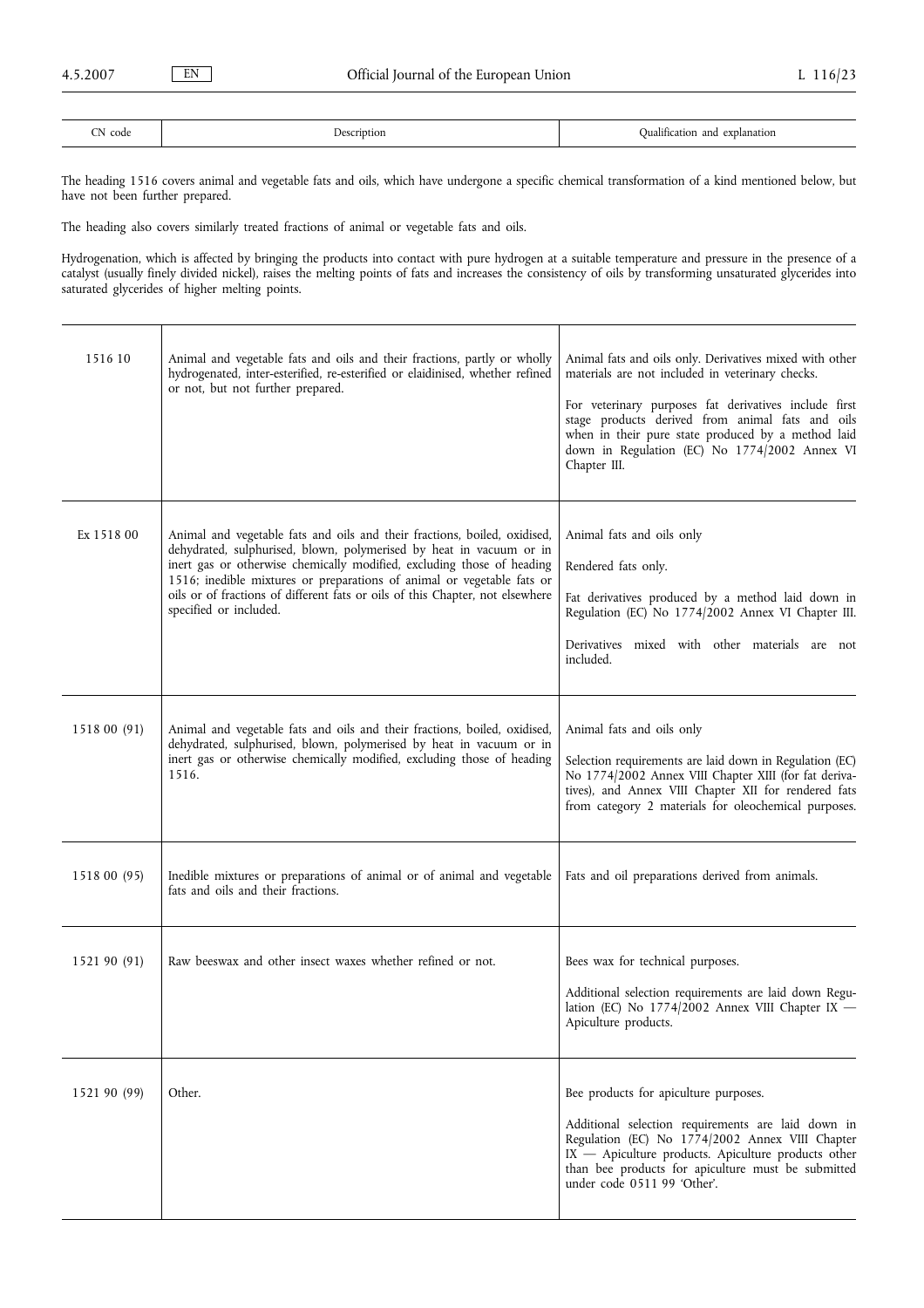| CN code | Description | Qualification and explanation |
|---|---|---|

The heading 1516 covers animal and vegetable fats and oils, which have undergone a specific chemical transformation of a kind mentioned below, but have not been further prepared.

The heading also covers similarly treated fractions of animal or vegetable fats and oils.

Hydrogenation, which is affected by bringing the products into contact with pure hydrogen at a suitable temperature and pressure in the presence of a catalyst (usually finely divided nickel), raises the melting points of fats and increases the consistency of oils by transforming unsaturated glycerides into saturated glycerides of higher melting points.

| CN code | Description | Qualification and explanation |
|---|---|---|
| 1516 10 | Animal and vegetable fats and oils and their fractions, partly or wholly hydrogenated, inter-esterified, re-esterified or elaidinised, whether refined or not, but not further prepared. | Animal fats and oils only. Derivatives mixed with other materials are not included in veterinary checks.<br><br>For veterinary purposes fat derivatives include first stage products derived from animal fats and oils when in their pure state produced by a method laid down in Regulation (EC) No 1774/2002 Annex VI Chapter III. |
| Ex 1518 00 | Animal and vegetable fats and oils and their fractions, boiled, oxidised, dehydrated, sulphurised, blown, polymerised by heat in vacuum or in inert gas or otherwise chemically modified, excluding those of heading 1516; inedible mixtures or preparations of animal or vegetable fats or oils or of fractions of different fats or oils of this Chapter, not elsewhere specified or included. | Animal fats and oils only<br><br>Rendered fats only.<br><br>Fat derivatives produced by a method laid down in Regulation (EC) No 1774/2002 Annex VI Chapter III.<br><br>Derivatives mixed with other materials are not included. |
| 1518 00 (91) | Animal and vegetable fats and oils and their fractions, boiled, oxidised, dehydrated, sulphurised, blown, polymerised by heat in vacuum or in inert gas or otherwise chemically modified, excluding those of heading 1516. | Animal fats and oils only<br><br>Selection requirements are laid down in Regulation (EC) No 1774/2002 Annex VIII Chapter XIII (for fat derivatives), and Annex VIII Chapter XII for rendered fats from category 2 materials for oleochemical purposes. |
| 1518 00 (95) | Inedible mixtures or preparations of animal or of animal and vegetable fats and oils and their fractions. | Fats and oil preparations derived from animals. |
| 1521 90 (91) | Raw beeswax and other insect waxes whether refined or not. | Bees wax for technical purposes.<br><br>Additional selection requirements are laid down Regulation (EC) No 1774/2002 Annex VIII Chapter IX — Apiculture products. |
| 1521 90 (99) | Other. | Bee products for apiculture purposes.<br><br>Additional selection requirements are laid down in Regulation (EC) No 1774/2002 Annex VIII Chapter IX — Apiculture products. Apiculture products other than bee products for apiculture must be submitted under code 0511 99 'Other'. |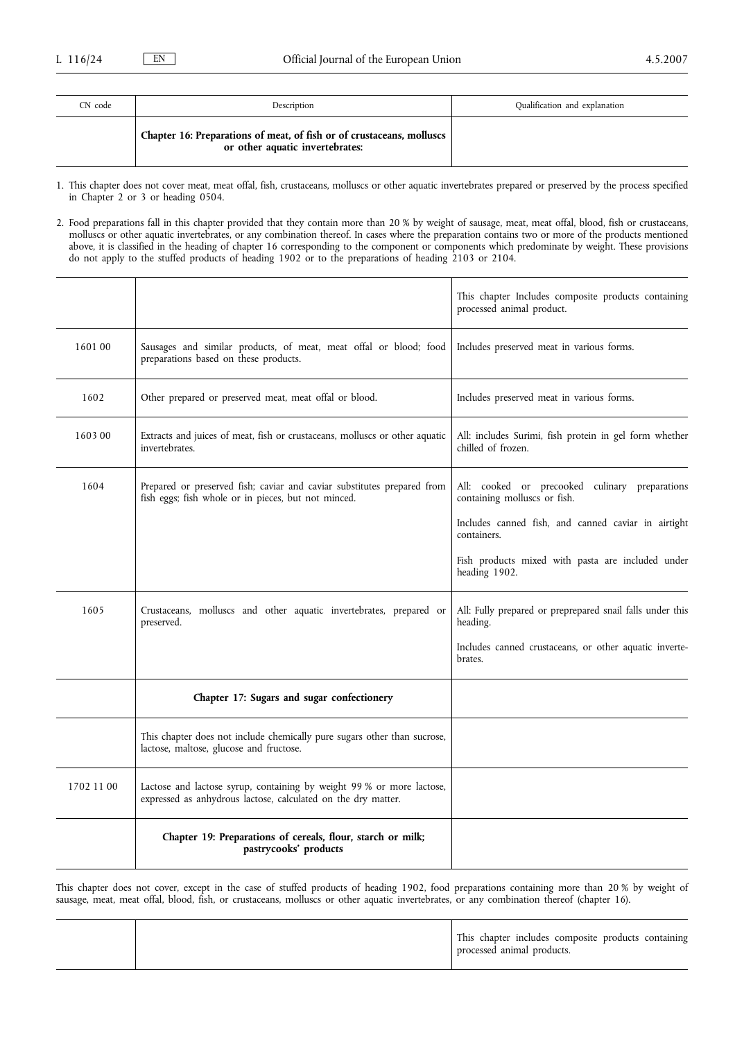| CN code | Description | Qualification and explanation |
|---|---|---|
| | **Chapter 16: Preparations of meat, of fish or of crustaceans, molluscs or other aquatic invertebrates:** | |

1. This chapter does not cover meat, meat offal, fish, crustaceans, molluscs or other aquatic invertebrates prepared or preserved by the process specified in Chapter 2 or 3 or heading 0504.

2. Food preparations fall in this chapter provided that they contain more than 20 % by weight of sausage, meat, meat offal, blood, fish or crustaceans, molluscs or other aquatic invertebrates, or any combination thereof. In cases where the preparation contains two or more of the products mentioned above, it is classified in the heading of chapter 16 corresponding to the component or components which predominate by weight. These provisions do not apply to the stuffed products of heading 1902 or to the preparations of heading 2103 or 2104.

| CN code | Description | Qualification and explanation |
|---|---|---|
| | | This chapter Includes composite products containing processed animal product. |
| 1601 00 | Sausages and similar products, of meat, meat offal or blood; food preparations based on these products. | Includes preserved meat in various forms. |
| 1602 | Other prepared or preserved meat, meat offal or blood. | Includes preserved meat in various forms. |
| 1603 00 | Extracts and juices of meat, fish or crustaceans, molluscs or other aquatic invertebrates. | All: includes Surimi, fish protein in gel form whether chilled of frozen. |
| 1604 | Prepared or preserved fish; caviar and caviar substitutes prepared from fish eggs; fish whole or in pieces, but not minced. | All: cooked or precooked culinary preparations containing molluscs or fish.<br><br>Includes canned fish, and canned caviar in airtight containers.<br><br>Fish products mixed with pasta are included under heading 1902. |
| 1605 | Crustaceans, molluscs and other aquatic invertebrates, prepared or preserved. | All: Fully prepared or preprepared snail falls under this heading.<br><br>Includes canned crustaceans, or other aquatic invertebrates. |
| | **Chapter 17: Sugars and sugar confectionery** | |
| | This chapter does not include chemically pure sugars other than sucrose, lactose, maltose, glucose and fructose. | |
| 1702 11 00 | Lactose and lactose syrup, containing by weight 99 % or more lactose, expressed as anhydrous lactose, calculated on the dry matter. | |
| | **Chapter 19: Preparations of cereals, flour, starch or milk; pastrycooks' products** | |

This chapter does not cover, except in the case of stuffed products of heading 1902, food preparations containing more than 20 % by weight of sausage, meat, meat offal, blood, fish, or crustaceans, molluscs or other aquatic invertebrates, or any combination thereof (chapter 16).

| CN code | Description | Qualification and explanation |
|---|---|---|
| | | This chapter includes composite products containing processed animal products. |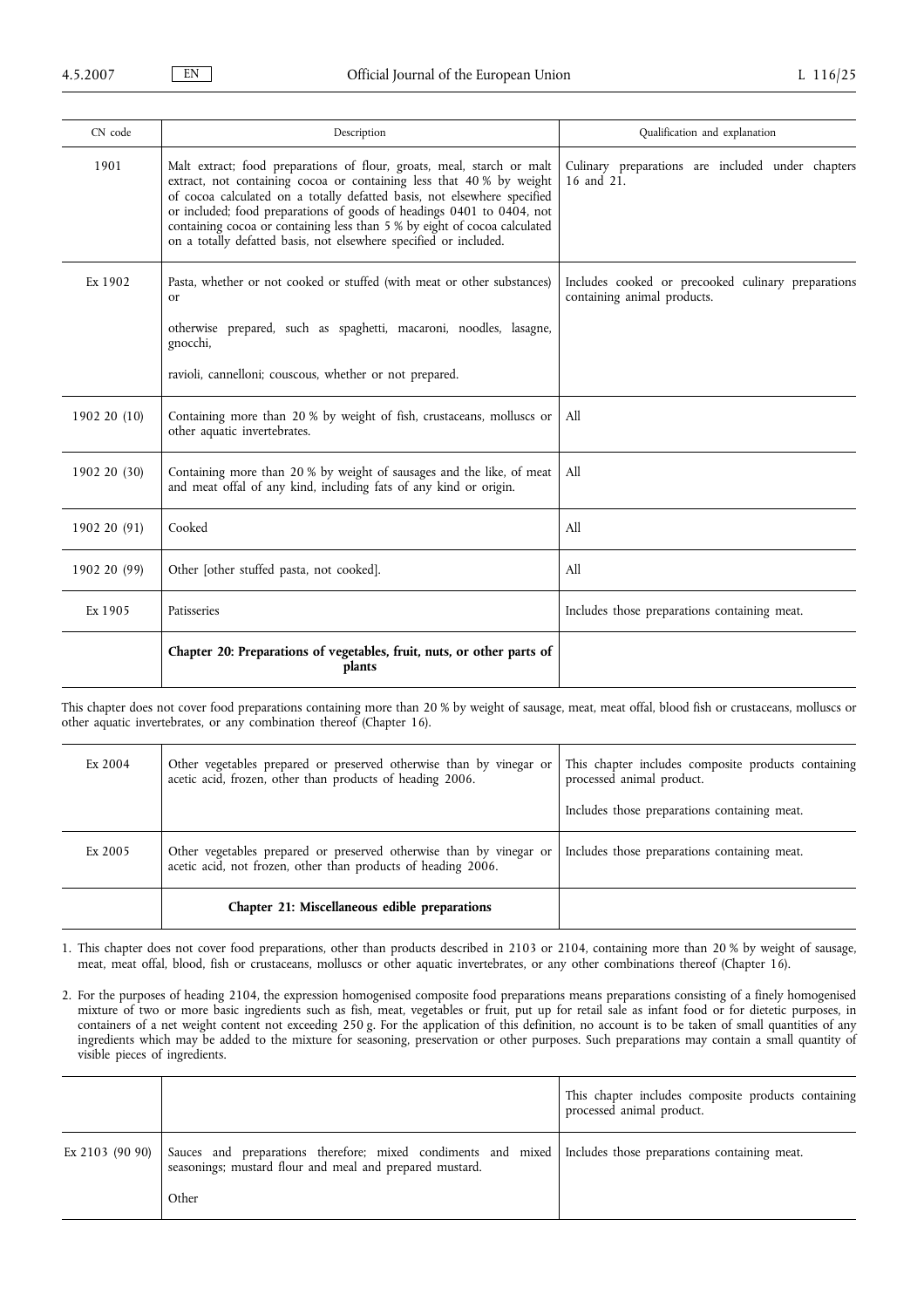| CN code | Description | Qualification and explanation |
|---|---|---|
| 1901 | Malt extract; food preparations of flour, groats, meal, starch or malt extract, not containing cocoa or containing less that 40 % by weight of cocoa calculated on a totally defatted basis, not elsewhere specified or included; food preparations of goods of headings 0401 to 0404, not containing cocoa or containing less than 5 % by eight of cocoa calculated on a totally defatted basis, not elsewhere specified or included. | Culinary preparations are included under chapters 16 and 21. |
| Ex 1902 | Pasta, whether or not cooked or stuffed (with meat or other substances) or otherwise prepared, such as spaghetti, macaroni, noodles, lasagne, gnocchi, ravioli, cannelloni; couscous, whether or not prepared. | Includes cooked or precooked culinary preparations containing animal products. |
| 1902 20 (10) | Containing more than 20 % by weight of fish, crustaceans, molluscs or other aquatic invertebrates. | All |
| 1902 20 (30) | Containing more than 20 % by weight of sausages and the like, of meat and meat offal of any kind, including fats of any kind or origin. | All |
| 1902 20 (91) | Cooked | All |
| 1902 20 (99) | Other [other stuffed pasta, not cooked]. | All |
| Ex 1905 | Patisseries | Includes those preparations containing meat. |
| | **Chapter 20: Preparations of vegetables, fruit, nuts, or other parts of plants** | |

This chapter does not cover food preparations containing more than 20 % by weight of sausage, meat, meat offal, blood fish or crustaceans, molluscs or other aquatic invertebrates, or any combination thereof (Chapter 16).

| | | |
|---|---|---|
| Ex 2004 | Other vegetables prepared or preserved otherwise than by vinegar or acetic acid, frozen, other than products of heading 2006. | This chapter includes composite products containing processed animal product. Includes those preparations containing meat. |
| Ex 2005 | Other vegetables prepared or preserved otherwise than by vinegar or acetic acid, not frozen, other than products of heading 2006. | Includes those preparations containing meat. |
| | **Chapter 21: Miscellaneous edible preparations** | |

1. This chapter does not cover food preparations, other than products described in 2103 or 2104, containing more than 20 % by weight of sausage, meat, meat offal, blood, fish or crustaceans, molluscs or other aquatic invertebrates, or any other combinations thereof (Chapter 16).

2. For the purposes of heading 2104, the expression homogenised composite food preparations means preparations consisting of a finely homogenised mixture of two or more basic ingredients such as fish, meat, vegetables or fruit, put up for retail sale as infant food or for dietetic purposes, in containers of a net weight content not exceeding 250 g. For the application of this definition, no account is to be taken of small quantities of any ingredients which may be added to the mixture for seasoning, preservation or other purposes. Such preparations may contain a small quantity of visible pieces of ingredients.

| | | |
|---|---|---|
| | | This chapter includes composite products containing processed animal product. |
| Ex 2103 (90 90) | Sauces and preparations therefore; mixed condiments and mixed seasonings; mustard flour and meal and prepared mustard. Other | Includes those preparations containing meat. |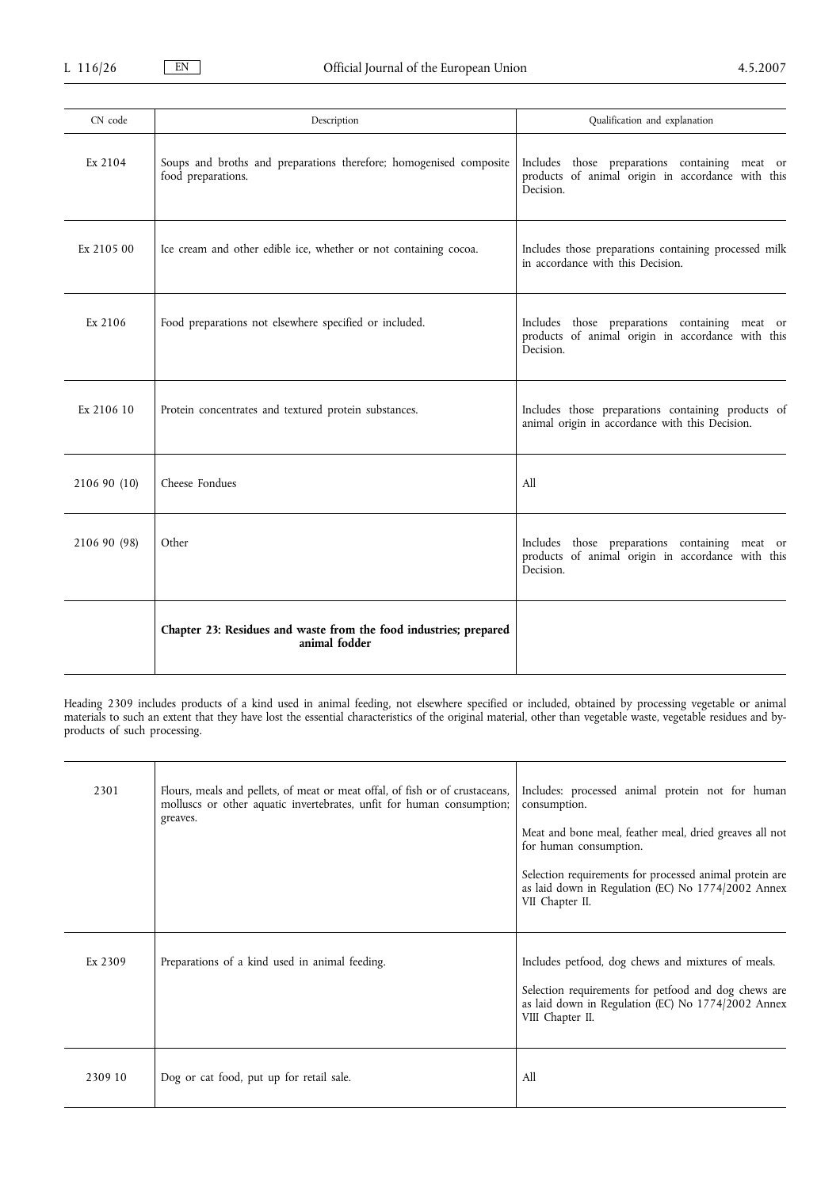| CN code | Description | Qualification and explanation |
|---|---|---|
| Ex 2104 | Soups and broths and preparations therefore; homogenised composite food preparations. | Includes those preparations containing meat or products of animal origin in accordance with this Decision. |
| Ex 2105 00 | Ice cream and other edible ice, whether or not containing cocoa. | Includes those preparations containing processed milk in accordance with this Decision. |
| Ex 2106 | Food preparations not elsewhere specified or included. | Includes those preparations containing meat or products of animal origin in accordance with this Decision. |
| Ex 2106 10 | Protein concentrates and textured protein substances. | Includes those preparations containing products of animal origin in accordance with this Decision. |
| 2106 90 (10) | Cheese Fondues | All |
| 2106 90 (98) | Other | Includes those preparations containing meat or products of animal origin in accordance with this Decision. |
| | **Chapter 23: Residues and waste from the food industries; prepared animal fodder** | |

Heading 2309 includes products of a kind used in animal feeding, not elsewhere specified or included, obtained by processing vegetable or animal materials to such an extent that they have lost the essential characteristics of the original material, other than vegetable waste, vegetable residues and by-products of such processing.

| CN code | Description | Qualification and explanation |
|---|---|---|
| 2301 | Flours, meals and pellets, of meat or meat offal, of fish or of crustaceans, molluscs or other aquatic invertebrates, unfit for human consumption; greaves. | Includes: processed animal protein not for human consumption.<br><br>Meat and bone meal, feather meal, dried greaves all not for human consumption.<br><br>Selection requirements for processed animal protein are as laid down in Regulation (EC) No 1774/2002 Annex VII Chapter II. |
| Ex 2309 | Preparations of a kind used in animal feeding. | Includes petfood, dog chews and mixtures of meals.<br><br>Selection requirements for petfood and dog chews are as laid down in Regulation (EC) No 1774/2002 Annex VIII Chapter II. |
| 2309 10 | Dog or cat food, put up for retail sale. | All |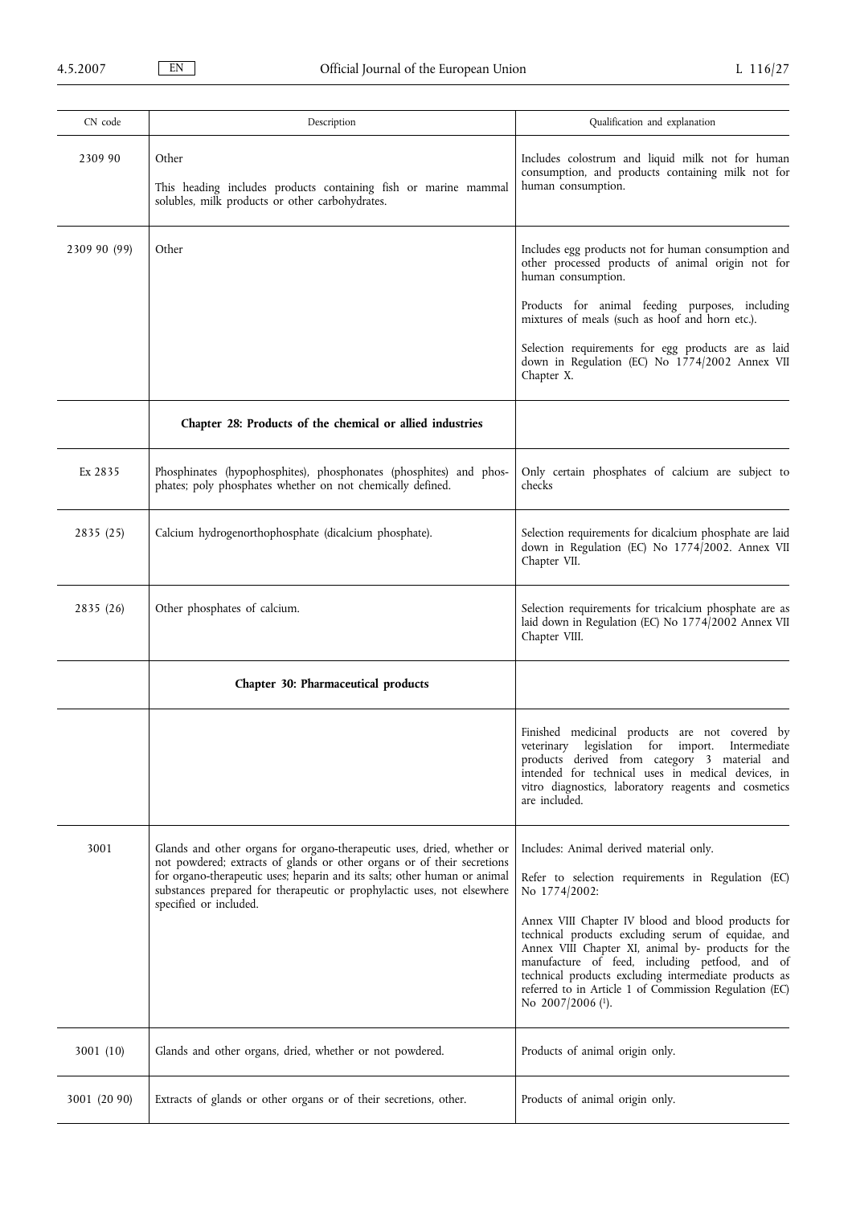| CN code | Description | Qualification and explanation |
|---|---|---|
| 2309 90 | Other<br><br>This heading includes products containing fish or marine mammal solubles, milk products or other carbohydrates. | Includes colostrum and liquid milk not for human consumption, and products containing milk not for human consumption. |
| 2309 90 (99) | Other | Includes egg products not for human consumption and other processed products of animal origin not for human consumption.<br><br>Products for animal feeding purposes, including mixtures of meals (such as hoof and horn etc.).<br><br>Selection requirements for egg products are as laid down in Regulation (EC) No 1774/2002 Annex VII Chapter X. |
| | **Chapter 28: Products of the chemical or allied industries** | |
| Ex 2835 | Phosphinates (hypophosphites), phosphonates (phosphites) and phosphates; poly phosphates whether on not chemically defined. | Only certain phosphates of calcium are subject to checks |
| 2835 (25) | Calcium hydrogenorthophosphate (dicalcium phosphate). | Selection requirements for dicalcium phosphate are laid down in Regulation (EC) No 1774/2002. Annex VII Chapter VII. |
| 2835 (26) | Other phosphates of calcium. | Selection requirements for tricalcium phosphate are as laid down in Regulation (EC) No 1774/2002 Annex VII Chapter VIII. |
| | **Chapter 30: Pharmaceutical products** | |
| | | Finished medicinal products are not covered by veterinary legislation for import. Intermediate products derived from category 3 material and intended for technical uses in medical devices, in vitro diagnostics, laboratory reagents and cosmetics are included. |
| 3001 | Glands and other organs for organo-therapeutic uses, dried, whether or not powdered; extracts of glands or other organs or of their secretions for organo-therapeutic uses; heparin and its salts; other human or animal substances prepared for therapeutic or prophylactic uses, not elsewhere specified or included. | Includes: Animal derived material only.<br><br>Refer to selection requirements in Regulation (EC) No 1774/2002:<br><br>Annex VIII Chapter IV blood and blood products for technical products excluding serum of equidae, and Annex VIII Chapter XI, animal by- products for the manufacture of feed, including petfood, and of technical products excluding intermediate products as referred to in Article 1 of Commission Regulation (EC) No 2007/2006 [1]. |
| 3001 (10) | Glands and other organs, dried, whether or not powdered. | Products of animal origin only. |
| 3001 (20 90) | Extracts of glands or other organs or of their secretions, other. | Products of animal origin only. |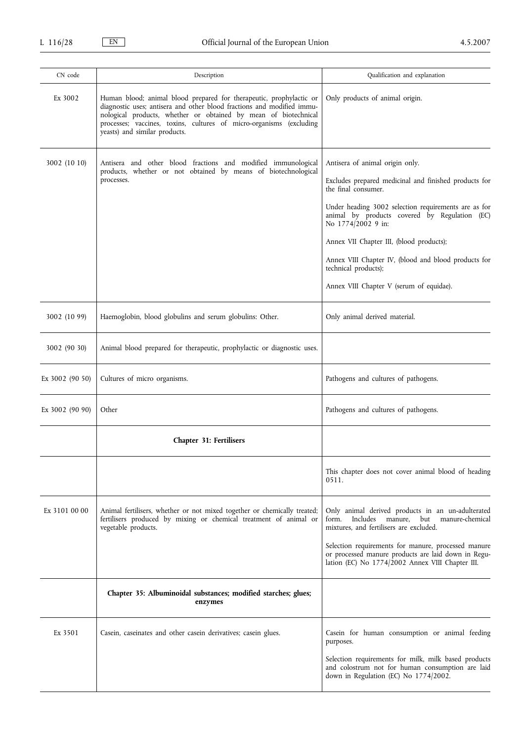| CN code | Description | Qualification and explanation |
|---|---|---|
| Ex 3002 | Human blood; animal blood prepared for therapeutic, prophylactic or diagnostic uses; antisera and other blood fractions and modified immunological products, whether or obtained by mean of biotechnical processes; vaccines, toxins, cultures of micro-organisms (excluding yeasts) and similar products. | Only products of animal origin. |
| 3002 (10 10) | Antisera and other blood fractions and modified immunological products, whether or not obtained by means of biotechnological processes. | Antisera of animal origin only.<br><br>Excludes prepared medicinal and finished products for the final consumer.<br><br>Under heading 3002 selection requirements are as for animal by products covered by Regulation (EC) No 1774/2002 9 in:<br><br>Annex VII Chapter III, (blood products);<br><br>Annex VIII Chapter IV, (blood and blood products for technical products);<br><br>Annex VIII Chapter V (serum of equidae). |
| 3002 (10 99) | Haemoglobin, blood globulins and serum globulins: Other. | Only animal derived material. |
| 3002 (90 30) | Animal blood prepared for therapeutic, prophylactic or diagnostic uses. | |
| Ex 3002 (90 50) | Cultures of micro organisms. | Pathogens and cultures of pathogens. |
| Ex 3002 (90 90) | Other | Pathogens and cultures of pathogens. |
| | **Chapter 31: Fertilisers** | |
| | | This chapter does not cover animal blood of heading 0511. |
| Ex 3101 00 00 | Animal fertilisers, whether or not mixed together or chemically treated; fertilisers produced by mixing or chemical treatment of animal or vegetable products. | Only animal derived products in an un-adulterated form. Includes manure, but manure-chemical mixtures, and fertilisers are excluded.<br><br>Selection requirements for manure, processed manure or processed manure products are laid down in Regulation (EC) No 1774/2002 Annex VIII Chapter III. |
| | **Chapter 35: Albuminoidal substances; modified starches; glues; enzymes** | |
| Ex 3501 | Casein, caseinates and other casein derivatives; casein glues. | Casein for human consumption or animal feeding purposes.<br><br>Selection requirements for milk, milk based products and colostrum not for human consumption are laid down in Regulation (EC) No 1774/2002. |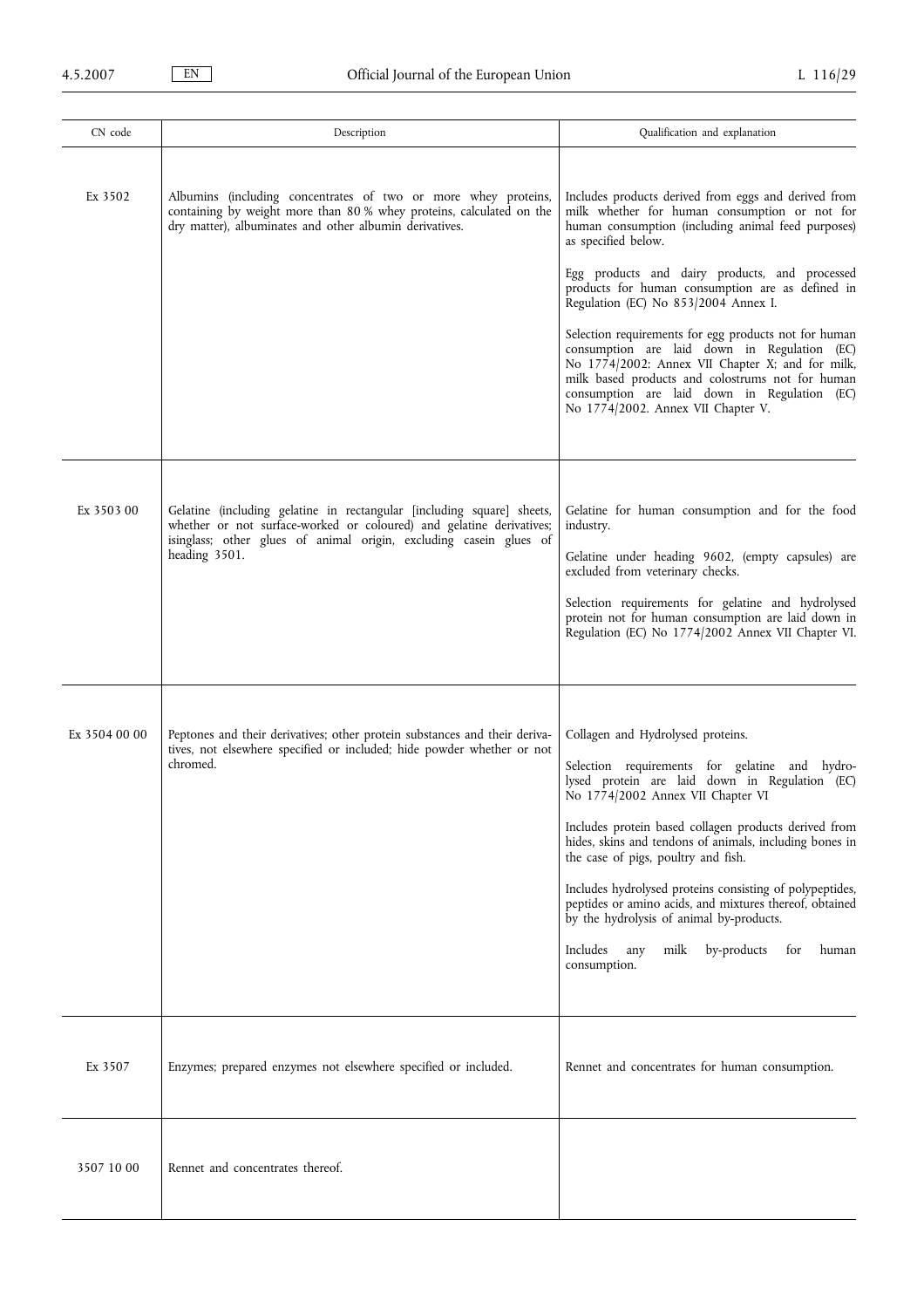| CN code | Description | Qualification and explanation |
|---|---|---|
| Ex 3502 | Albumins (including concentrates of two or more whey proteins, containing by weight more than 80 % whey proteins, calculated on the dry matter), albuminates and other albumin derivatives. | Includes products derived from eggs and derived from milk whether for human consumption or not for human consumption (including animal feed purposes) as specified below.<br><br>Egg products and dairy products, and processed products for human consumption are as defined in Regulation (EC) No 853/2004 Annex I.<br><br>Selection requirements for egg products not for human consumption are laid down in Regulation (EC) No 1774/2002: Annex VII Chapter X; and for milk, milk based products and colostrums not for human consumption are laid down in Regulation (EC) No 1774/2002. Annex VII Chapter V. |
| Ex 3503 00 | Gelatine (including gelatine in rectangular [including square] sheets, whether or not surface-worked or coloured) and gelatine derivatives; isinglass; other glues of animal origin, excluding casein glues of heading 3501. | Gelatine for human consumption and for the food industry.<br><br>Gelatine under heading 9602, (empty capsules) are excluded from veterinary checks.<br><br>Selection requirements for gelatine and hydrolysed protein not for human consumption are laid down in Regulation (EC) No 1774/2002 Annex VII Chapter VI. |
| Ex 3504 00 00 | Peptones and their derivatives; other protein substances and their derivatives, not elsewhere specified or included; hide powder whether or not chromed. | Collagen and Hydrolysed proteins.<br><br>Selection requirements for gelatine and hydrolysed protein are laid down in Regulation (EC) No 1774/2002 Annex VII Chapter VI<br><br>Includes protein based collagen products derived from hides, skins and tendons of animals, including bones in the case of pigs, poultry and fish.<br><br>Includes hydrolysed proteins consisting of polypeptides, peptides or amino acids, and mixtures thereof, obtained by the hydrolysis of animal by-products.<br><br>Includes any milk by-products for human consumption. |
| Ex 3507 | Enzymes; prepared enzymes not elsewhere specified or included. | Rennet and concentrates for human consumption. |
| 3507 10 00 | Rennet and concentrates thereof. | |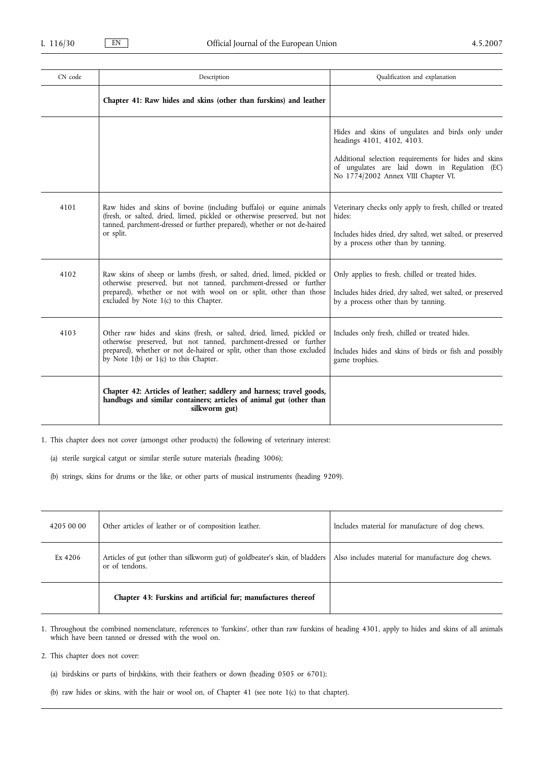| CN code | Description | Qualification and explanation |
| --- | --- | --- |
| | **Chapter 41: Raw hides and skins (other than furskins) and leather** | |
| | | Hides and skins of ungulates and birds only under headings 4101, 4102, 4103.<br><br>Additional selection requirements for hides and skins of ungulates are laid down in Regulation (EC) No 1774/2002 Annex VIII Chapter VI. |
| 4101 | Raw hides and skins of bovine (including buffalo) or equine animals (fresh, or salted, dried, limed, pickled or otherwise preserved, but not tanned, parchment-dressed or further prepared), whether or not de-haired or split. | Veterinary checks only apply to fresh, chilled or treated hides:<br><br>Includes hides dried, dry salted, wet salted, or preserved by a process other than by tanning. |
| 4102 | Raw skins of sheep or lambs (fresh, or salted, dried, limed, pickled or otherwise preserved, but not tanned, parchment-dressed or further prepared), whether or not with wool on or split, other than those excluded by Note 1(c) to this Chapter. | Only applies to fresh, chilled or treated hides.<br><br>Includes hides dried, dry salted, wet salted, or preserved by a process other than by tanning. |
| 4103 | Other raw hides and skins (fresh, or salted, dried, limed, pickled or otherwise preserved, but not tanned, parchment-dressed or further prepared), whether or not de-haired or split, other than those excluded by Note 1(b) or 1(c) to this Chapter. | Includes only fresh, chilled or treated hides.<br><br>Includes hides and skins of birds or fish and possibly game trophies. |
| | **Chapter 42: Articles of leather; saddlery and harness; travel goods, handbags and similar containers; articles of animal gut (other than silkworm gut)** | |

1. This chapter does not cover (amongst other products) the following of veterinary interest:

   (a) sterile surgical catgut or similar sterile suture materials (heading 3006);

   (b) strings, skins for drums or the like, or other parts of musical instruments (heading 9209).

| CN code | Description | Qualification and explanation |
| --- | --- | --- |
| 4205 00 00 | Other articles of leather or of composition leather. | Includes material for manufacture of dog chews. |
| Ex 4206 | Articles of gut (other than silkworm gut) of goldbeater's skin, of bladders or of tendons. | Also includes material for manufacture dog chews. |
| | **Chapter 43: Furskins and artificial fur; manufactures thereof** | |

1. Throughout the combined nomenclature, references to 'furskins', other than raw furskins of heading 4301, apply to hides and skins of all animals which have been tanned or dressed with the wool on.

2. This chapter does not cover:

   (a) birdskins or parts of birdskins, with their feathers or down (heading 0505 or 6701);

   (b) raw hides or skins, with the hair or wool on, of Chapter 41 (see note 1(c) to that chapter).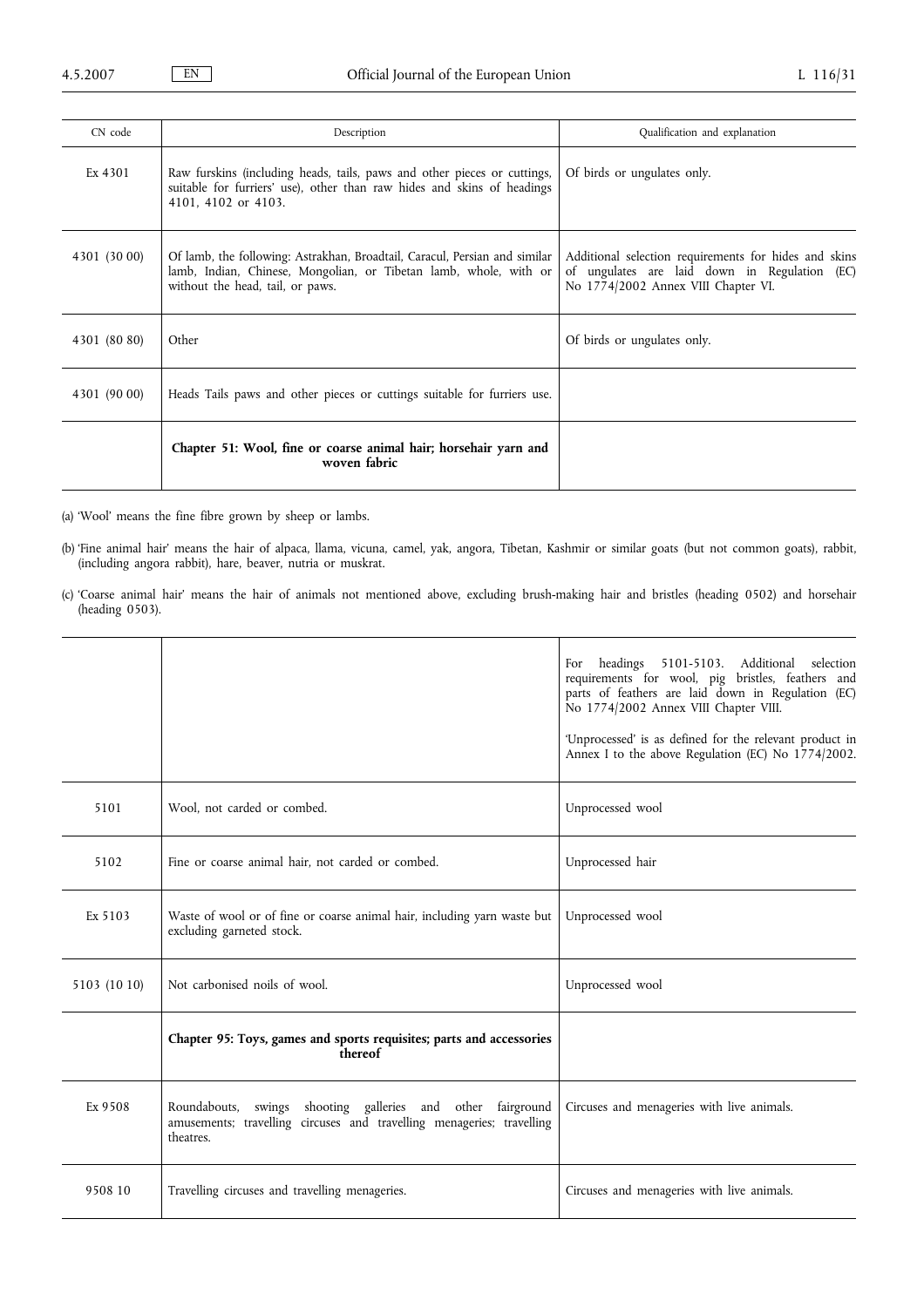| CN code | Description | Qualification and explanation |
|---|---|---|
| Ex 4301 | Raw furskins (including heads, tails, paws and other pieces or cuttings, suitable for furriers' use), other than raw hides and skins of headings 4101, 4102 or 4103. | Of birds or ungulates only. |
| 4301 (30 00) | Of lamb, the following: Astrakhan, Broadtail, Caracul, Persian and similar lamb, Indian, Chinese, Mongolian, or Tibetan lamb, whole, with or without the head, tail, or paws. | Additional selection requirements for hides and skins of ungulates are laid down in Regulation (EC) No 1774/2002 Annex VIII Chapter VI. |
| 4301 (80 80) | Other | Of birds or ungulates only. |
| 4301 (90 00) | Heads Tails paws and other pieces or cuttings suitable for furriers use. | |
| | **Chapter 51: Wool, fine or coarse animal hair; horsehair yarn and woven fabric** | |

(a) 'Wool' means the fine fibre grown by sheep or lambs.

(b) 'Fine animal hair' means the hair of alpaca, llama, vicuna, camel, yak, angora, Tibetan, Kashmir or similar goats (but not common goats), rabbit, (including angora rabbit), hare, beaver, nutria or muskrat.

(c) 'Coarse animal hair' means the hair of animals not mentioned above, excluding brush-making hair and bristles (heading 0502) and horsehair (heading 0503).

| | | |
|---|---|---|
| | | For headings 5101-5103. Additional selection requirements for wool, pig bristles, feathers and parts of feathers are laid down in Regulation (EC) No 1774/2002 Annex VIII Chapter VIII.<br><br>'Unprocessed' is as defined for the relevant product in Annex I to the above Regulation (EC) No 1774/2002. |
| 5101 | Wool, not carded or combed. | Unprocessed wool |
| 5102 | Fine or coarse animal hair, not carded or combed. | Unprocessed hair |
| Ex 5103 | Waste of wool or of fine or coarse animal hair, including yarn waste but excluding garneted stock. | Unprocessed wool |
| 5103 (10 10) | Not carbonised noils of wool. | Unprocessed wool |
| | **Chapter 95: Toys, games and sports requisites; parts and accessories thereof** | |
| Ex 9508 | Roundabouts, swings shooting galleries and other fairground amusements; travelling circuses and travelling menageries; travelling theatres. | Circuses and menageries with live animals. |
| 9508 10 | Travelling circuses and travelling menageries. | Circuses and menageries with live animals. |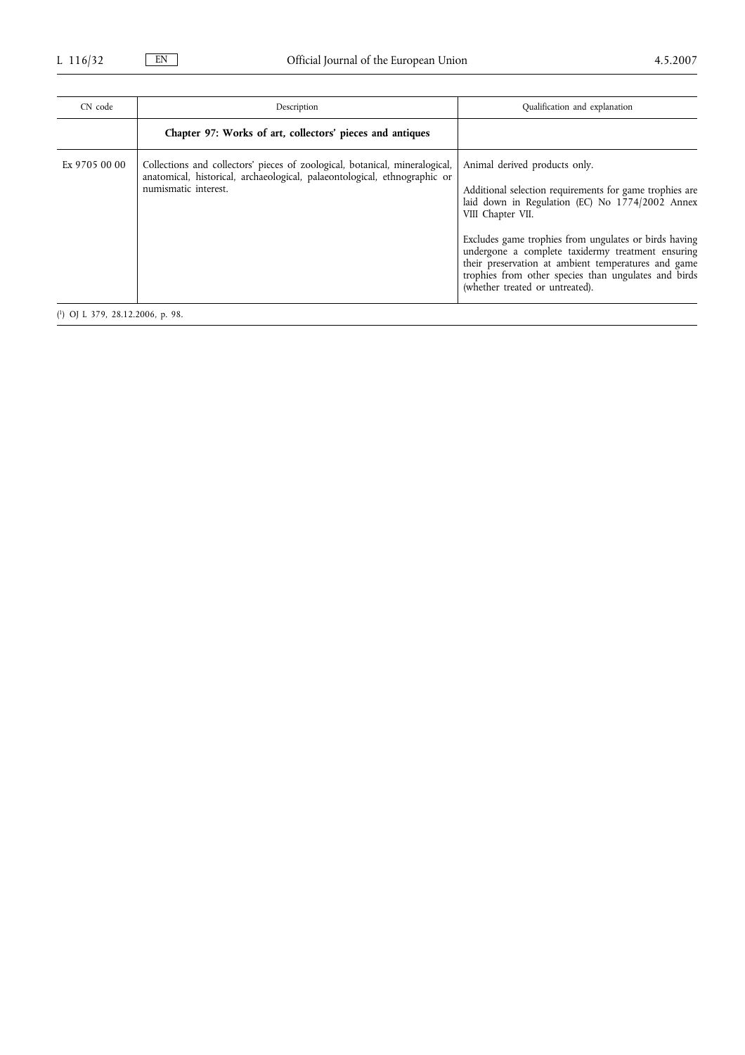| CN code | Description | Qualification and explanation |
|---|---|---|
| | **Chapter 97: Works of art, collectors' pieces and antiques** | |
| Ex 9705 00 00 | Collections and collectors' pieces of zoological, botanical, mineralogical, anatomical, historical, archaeological, palaeontological, ethnographic or numismatic interest. | Animal derived products only.<br><br>Additional selection requirements for game trophies are laid down in Regulation (EC) No 1774/2002 Annex VIII Chapter VII.<br><br>Excludes game trophies from ungulates or birds having undergone a complete taxidermy treatment ensuring their preservation at ambient temperatures and game trophies from other species than ungulates and birds (whether treated or untreated). |

[1] OJ L 379, 28.12.2006, p. 98.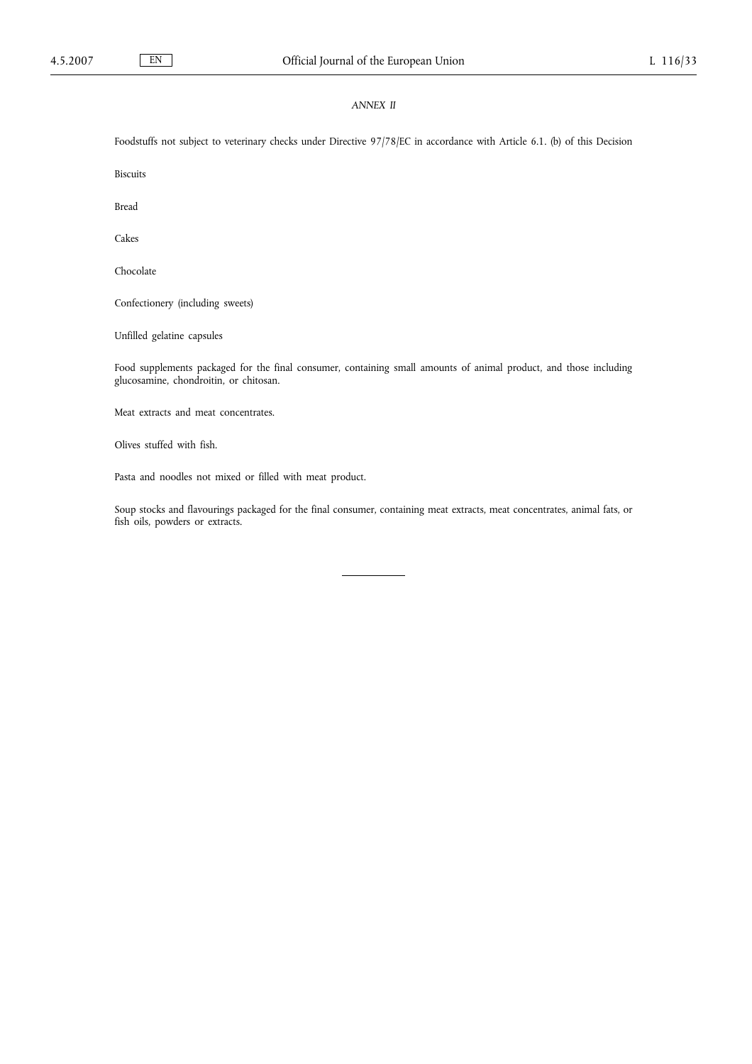*ANNEX II*

Foodstuffs not subject to veterinary checks under Directive 97/78/EC in accordance with Article 6.1. (b) of this Decision

Biscuits

Bread

Cakes

Chocolate

Confectionery (including sweets)

Unfilled gelatine capsules

Food supplements packaged for the final consumer, containing small amounts of animal product, and those including glucosamine, chondroitin, or chitosan.

Meat extracts and meat concentrates.

Olives stuffed with fish.

Pasta and noodles not mixed or filled with meat product.

Soup stocks and flavourings packaged for the final consumer, containing meat extracts, meat concentrates, animal fats, or fish oils, powders or extracts.